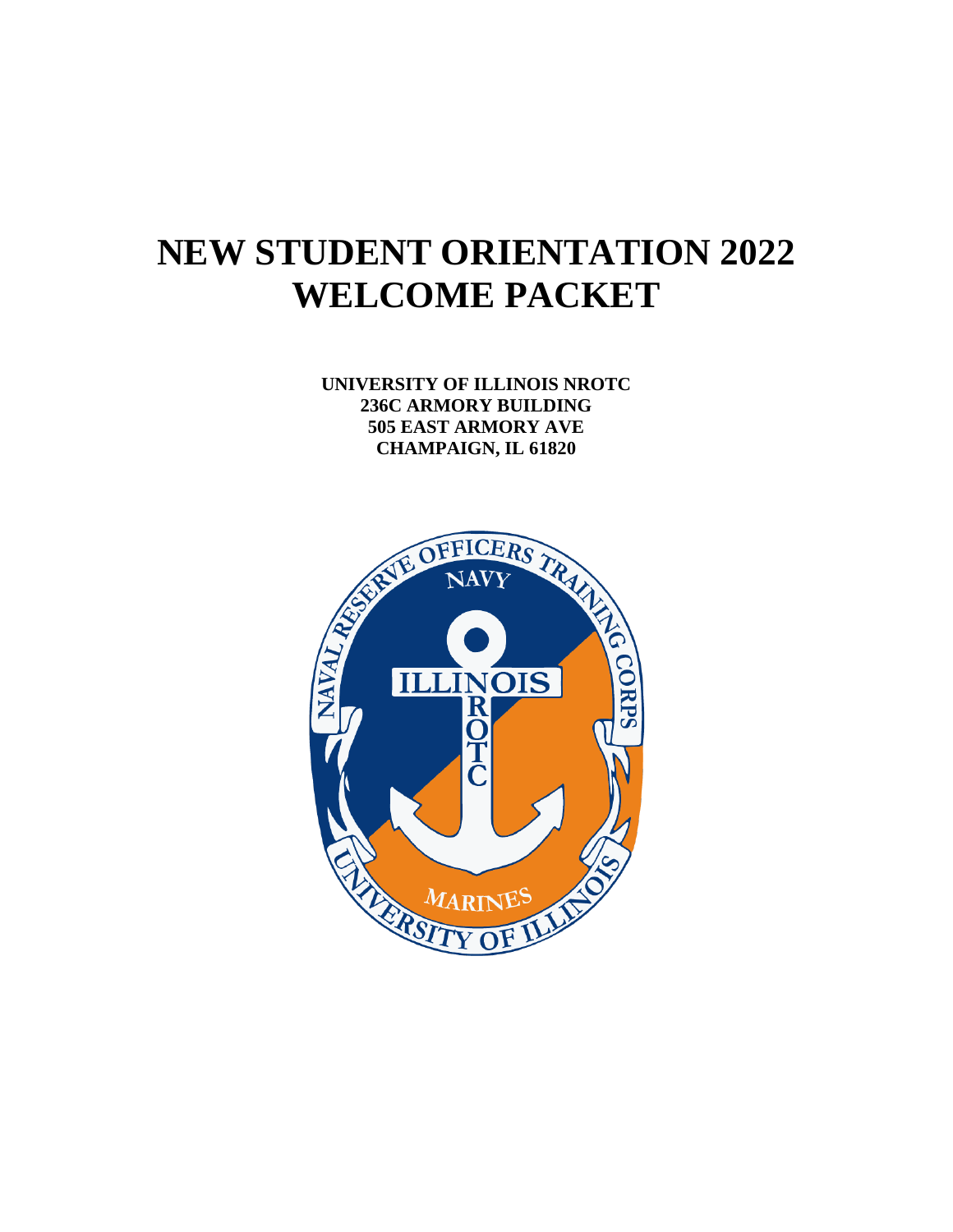# NEW STUDENT ORIENTATION 2022
# WELCOME PACKET

**UNIVERSITY OF ILLINOIS NROTC**
**236C ARMORY BUILDING**
**505 EAST ARMORY AVE**
**CHAMPAIGN, IL 61820**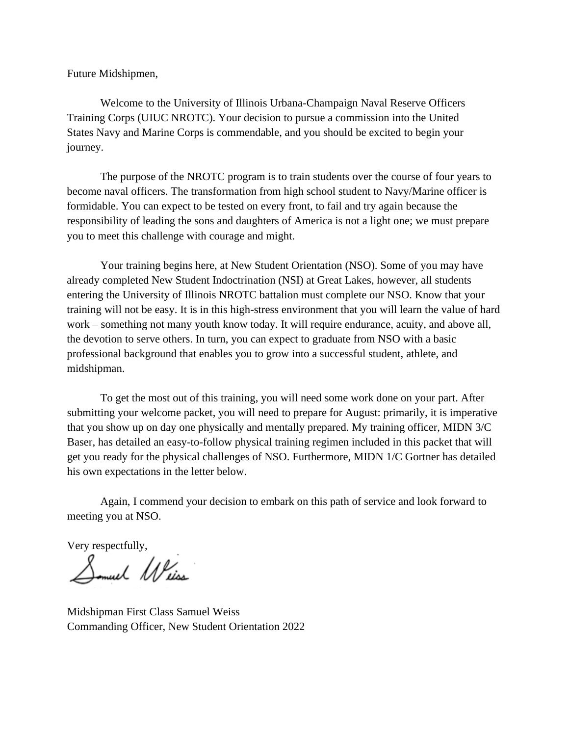Future Midshipmen,

Welcome to the University of Illinois Urbana-Champaign Naval Reserve Officers Training Corps (UIUC NROTC). Your decision to pursue a commission into the United States Navy and Marine Corps is commendable, and you should be excited to begin your journey.

The purpose of the NROTC program is to train students over the course of four years to become naval officers. The transformation from high school student to Navy/Marine officer is formidable. You can expect to be tested on every front, to fail and try again because the responsibility of leading the sons and daughters of America is not a light one; we must prepare you to meet this challenge with courage and might.

Your training begins here, at New Student Orientation (NSO). Some of you may have already completed New Student Indoctrination (NSI) at Great Lakes, however, all students entering the University of Illinois NROTC battalion must complete our NSO. Know that your training will not be easy. It is in this high-stress environment that you will learn the value of hard work – something not many youth know today. It will require endurance, acuity, and above all, the devotion to serve others. In turn, you can expect to graduate from NSO with a basic professional background that enables you to grow into a successful student, athlete, and midshipman.

To get the most out of this training, you will need some work done on your part. After submitting your welcome packet, you will need to prepare for August: primarily, it is imperative that you show up on day one physically and mentally prepared. My training officer, MIDN 3/C Baser, has detailed an easy-to-follow physical training regimen included in this packet that will get you ready for the physical challenges of NSO. Furthermore, MIDN 1/C Gortner has detailed his own expectations in the letter below.

Again, I commend your decision to embark on this path of service and look forward to meeting you at NSO.

Very respectfully,

Samuel Weiss

Midshipman First Class Samuel Weiss
Commanding Officer, New Student Orientation 2022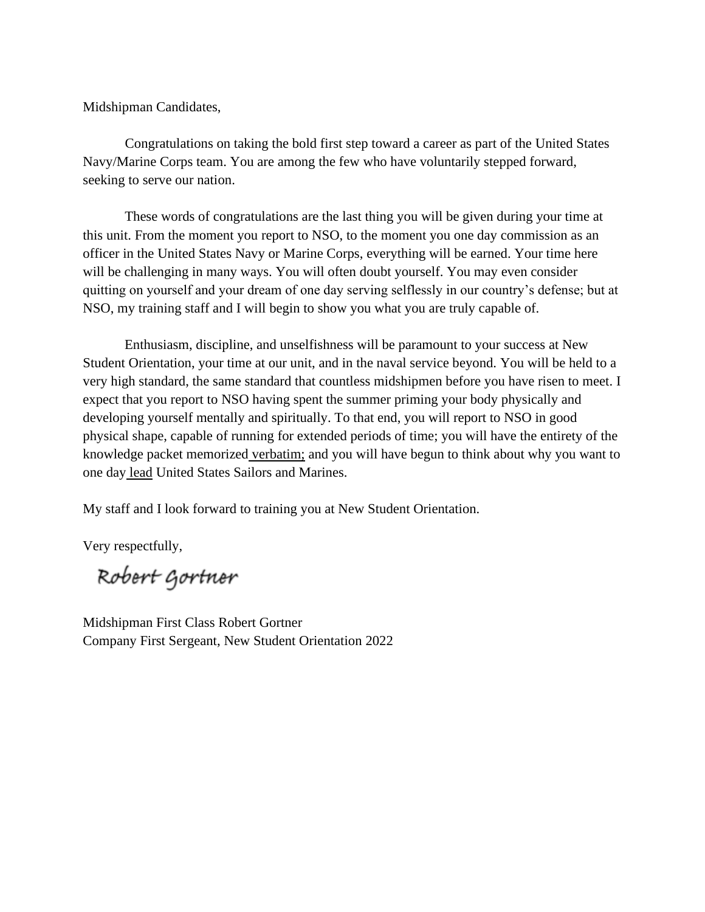Midshipman Candidates,

Congratulations on taking the bold first step toward a career as part of the United States Navy/Marine Corps team. You are among the few who have voluntarily stepped forward, seeking to serve our nation.

These words of congratulations are the last thing you will be given during your time at this unit. From the moment you report to NSO, to the moment you one day commission as an officer in the United States Navy or Marine Corps, everything will be earned. Your time here will be challenging in many ways. You will often doubt yourself. You may even consider quitting on yourself and your dream of one day serving selflessly in our country's defense; but at NSO, my training staff and I will begin to show you what you are truly capable of.

Enthusiasm, discipline, and unselfishness will be paramount to your success at New Student Orientation, your time at our unit, and in the naval service beyond. You will be held to a very high standard, the same standard that countless midshipmen before you have risen to meet. I expect that you report to NSO having spent the summer priming your body physically and developing yourself mentally and spiritually. To that end, you will report to NSO in good physical shape, capable of running for extended periods of time; you will have the entirety of the knowledge packet memorized <u>verbatim;</u> and you will have begun to think about why you want to one day <u>lead</u> United States Sailors and Marines.

My staff and I look forward to training you at New Student Orientation.

Very respectfully,

Robert Gortner

Midshipman First Class Robert Gortner
Company First Sergeant, New Student Orientation 2022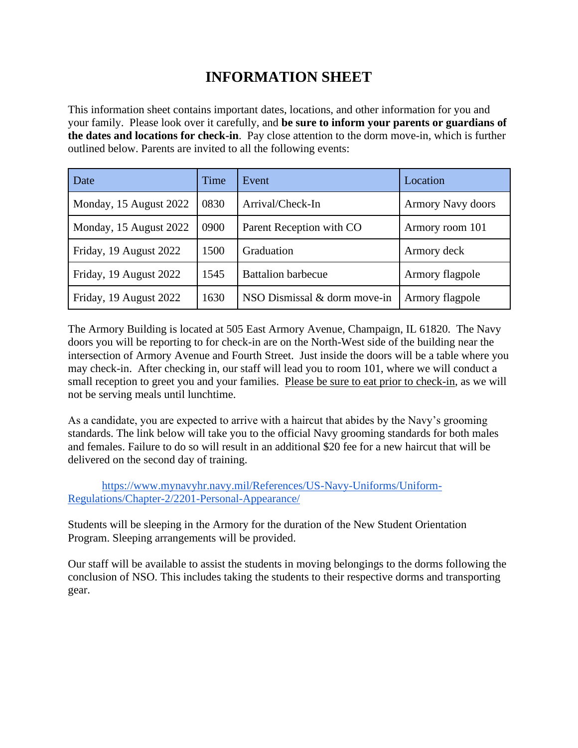# INFORMATION SHEET

This information sheet contains important dates, locations, and other information for you and your family. Please look over it carefully, and **be sure to inform your parents or guardians of the dates and locations for check-in**. Pay close attention to the dorm move-in, which is further outlined below. Parents are invited to all the following events:

| Date | Time | Event | Location |
| --- | --- | --- | --- |
| Monday, 15 August 2022 | 0830 | Arrival/Check-In | Armory Navy doors |
| Monday, 15 August 2022 | 0900 | Parent Reception with CO | Armory room 101 |
| Friday, 19 August 2022 | 1500 | Graduation | Armory deck |
| Friday, 19 August 2022 | 1545 | Battalion barbecue | Armory flagpole |
| Friday, 19 August 2022 | 1630 | NSO Dismissal & dorm move-in | Armory flagpole |

The Armory Building is located at 505 East Armory Avenue, Champaign, IL 61820. The Navy doors you will be reporting to for check-in are on the North-West side of the building near the intersection of Armory Avenue and Fourth Street. Just inside the doors will be a table where you may check-in. After checking in, our staff will lead you to room 101, where we will conduct a small reception to greet you and your families. <u>Please be sure to eat prior to check-in</u>, as we will not be serving meals until lunchtime.

As a candidate, you are expected to arrive with a haircut that abides by the Navy's grooming standards. The link below will take you to the official Navy grooming standards for both males and females. Failure to do so will result in an additional $20 fee for a new haircut that will be delivered on the second day of training.

https://www.mynavyhr.navy.mil/References/US-Navy-Uniforms/Uniform-Regulations/Chapter-2/2201-Personal-Appearance/

Students will be sleeping in the Armory for the duration of the New Student Orientation Program. Sleeping arrangements will be provided.

Our staff will be available to assist the students in moving belongings to the dorms following the conclusion of NSO. This includes taking the students to their respective dorms and transporting gear.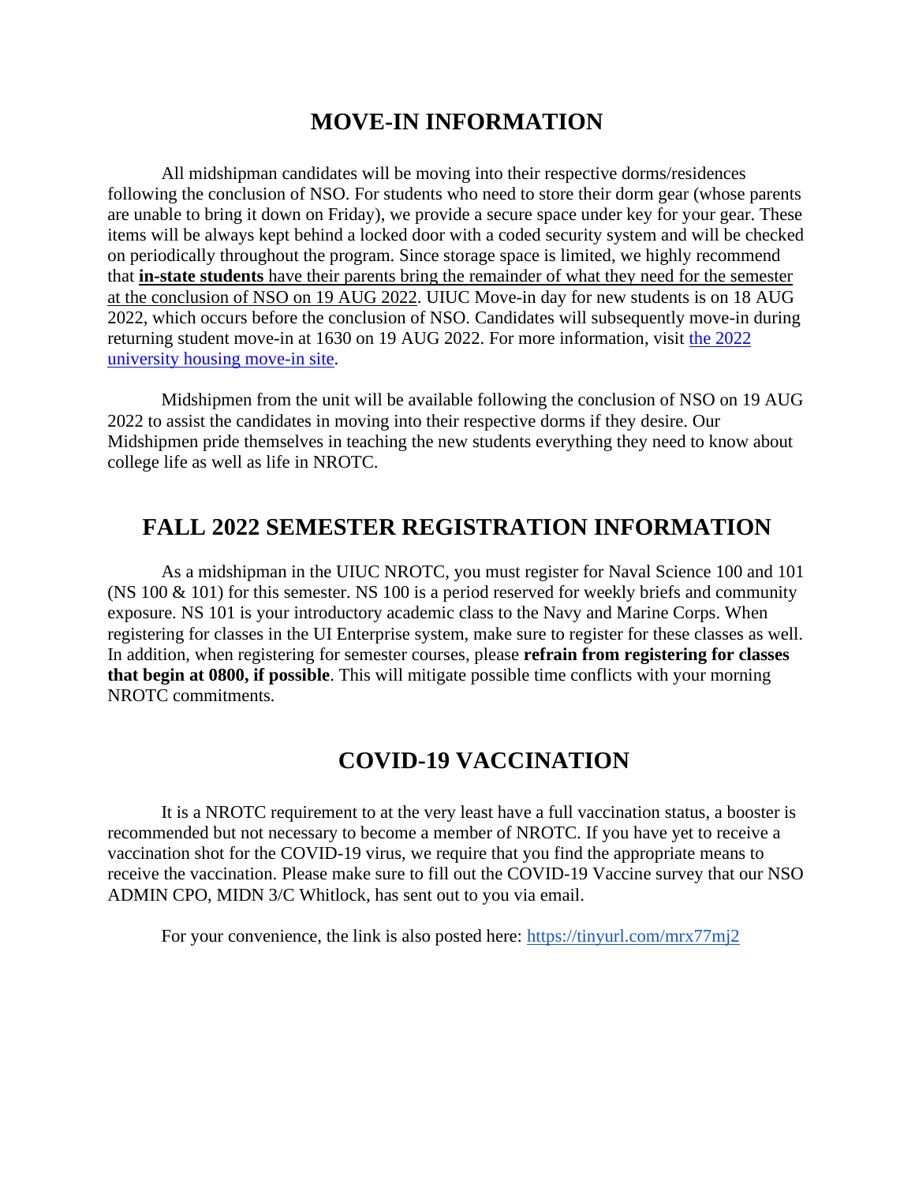## MOVE-IN INFORMATION

All midshipman candidates will be moving into their respective dorms/residences following the conclusion of NSO. For students who need to store their dorm gear (whose parents are unable to bring it down on Friday), we provide a secure space under key for your gear. These items will be always kept behind a locked door with a coded security system and will be checked on periodically throughout the program. Since storage space is limited, we highly recommend that **in-state students** have their parents bring the remainder of what they need for the semester at the conclusion of NSO on 19 AUG 2022. UIUC Move-in day for new students is on 18 AUG 2022, which occurs before the conclusion of NSO. Candidates will subsequently move-in during returning student move-in at 1630 on 19 AUG 2022. For more information, visit the 2022 university housing move-in site.

Midshipmen from the unit will be available following the conclusion of NSO on 19 AUG 2022 to assist the candidates in moving into their respective dorms if they desire. Our Midshipmen pride themselves in teaching the new students everything they need to know about college life as well as life in NROTC.

## FALL 2022 SEMESTER REGISTRATION INFORMATION

As a midshipman in the UIUC NROTC, you must register for Naval Science 100 and 101 (NS 100 & 101) for this semester. NS 100 is a period reserved for weekly briefs and community exposure. NS 101 is your introductory academic class to the Navy and Marine Corps. When registering for classes in the UI Enterprise system, make sure to register for these classes as well. In addition, when registering for semester courses, please **refrain from registering for classes that begin at 0800, if possible**. This will mitigate possible time conflicts with your morning NROTC commitments.

## COVID-19 VACCINATION

It is a NROTC requirement to at the very least have a full vaccination status, a booster is recommended but not necessary to become a member of NROTC. If you have yet to receive a vaccination shot for the COVID-19 virus, we require that you find the appropriate means to receive the vaccination. Please make sure to fill out the COVID-19 Vaccine survey that our NSO ADMIN CPO, MIDN 3/C Whitlock, has sent out to you via email.

For your convenience, the link is also posted here: https://tinyurl.com/mrx77mj2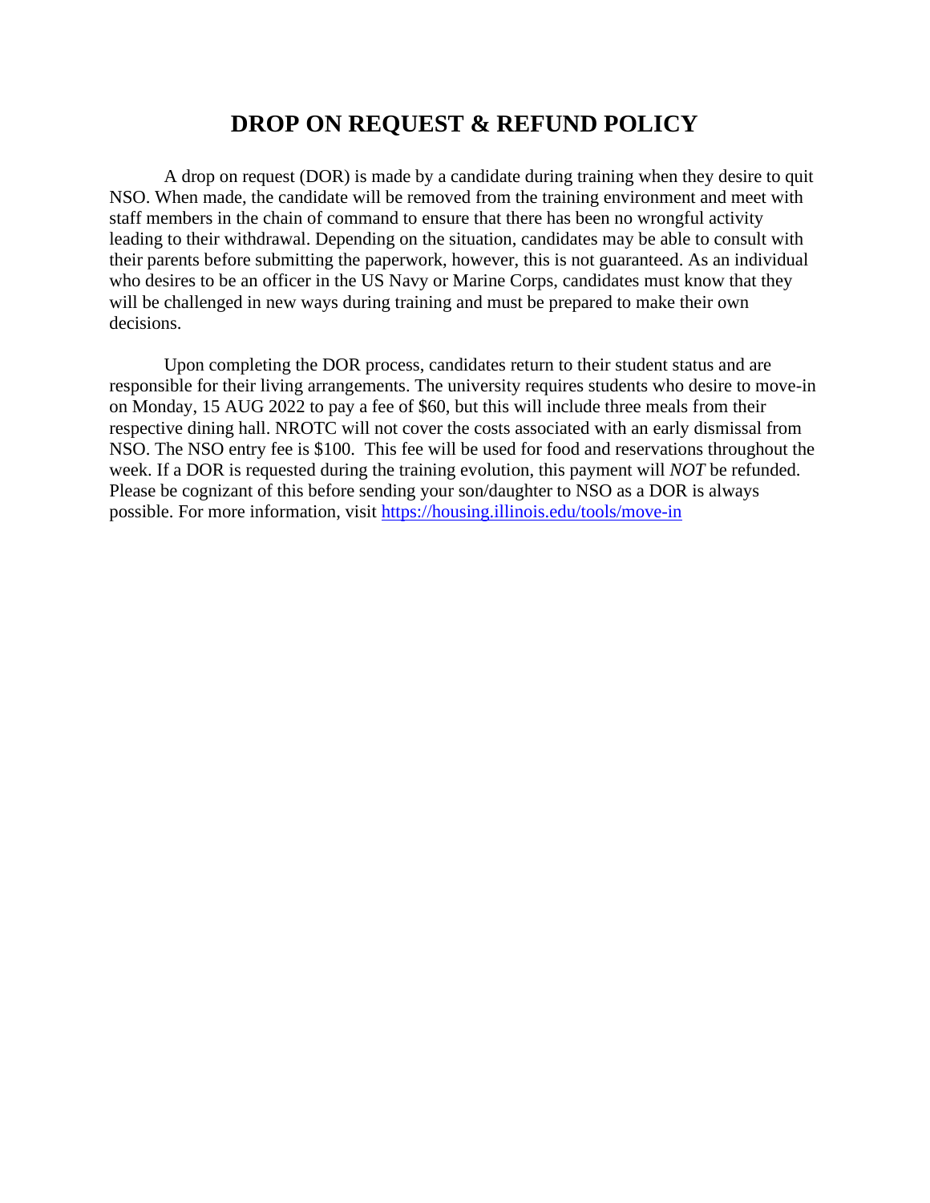# DROP ON REQUEST & REFUND POLICY

A drop on request (DOR) is made by a candidate during training when they desire to quit NSO. When made, the candidate will be removed from the training environment and meet with staff members in the chain of command to ensure that there has been no wrongful activity leading to their withdrawal. Depending on the situation, candidates may be able to consult with their parents before submitting the paperwork, however, this is not guaranteed. As an individual who desires to be an officer in the US Navy or Marine Corps, candidates must know that they will be challenged in new ways during training and must be prepared to make their own decisions.

Upon completing the DOR process, candidates return to their student status and are responsible for their living arrangements. The university requires students who desire to move-in on Monday, 15 AUG 2022 to pay a fee of $60, but this will include three meals from their respective dining hall. NROTC will not cover the costs associated with an early dismissal from NSO. The NSO entry fee is $100. This fee will be used for food and reservations throughout the week. If a DOR is requested during the training evolution, this payment will *NOT* be refunded. Please be cognizant of this before sending your son/daughter to NSO as a DOR is always possible. For more information, visit [https://housing.illinois.edu/tools/move-in](https://housing.illinois.edu/tools/move-in)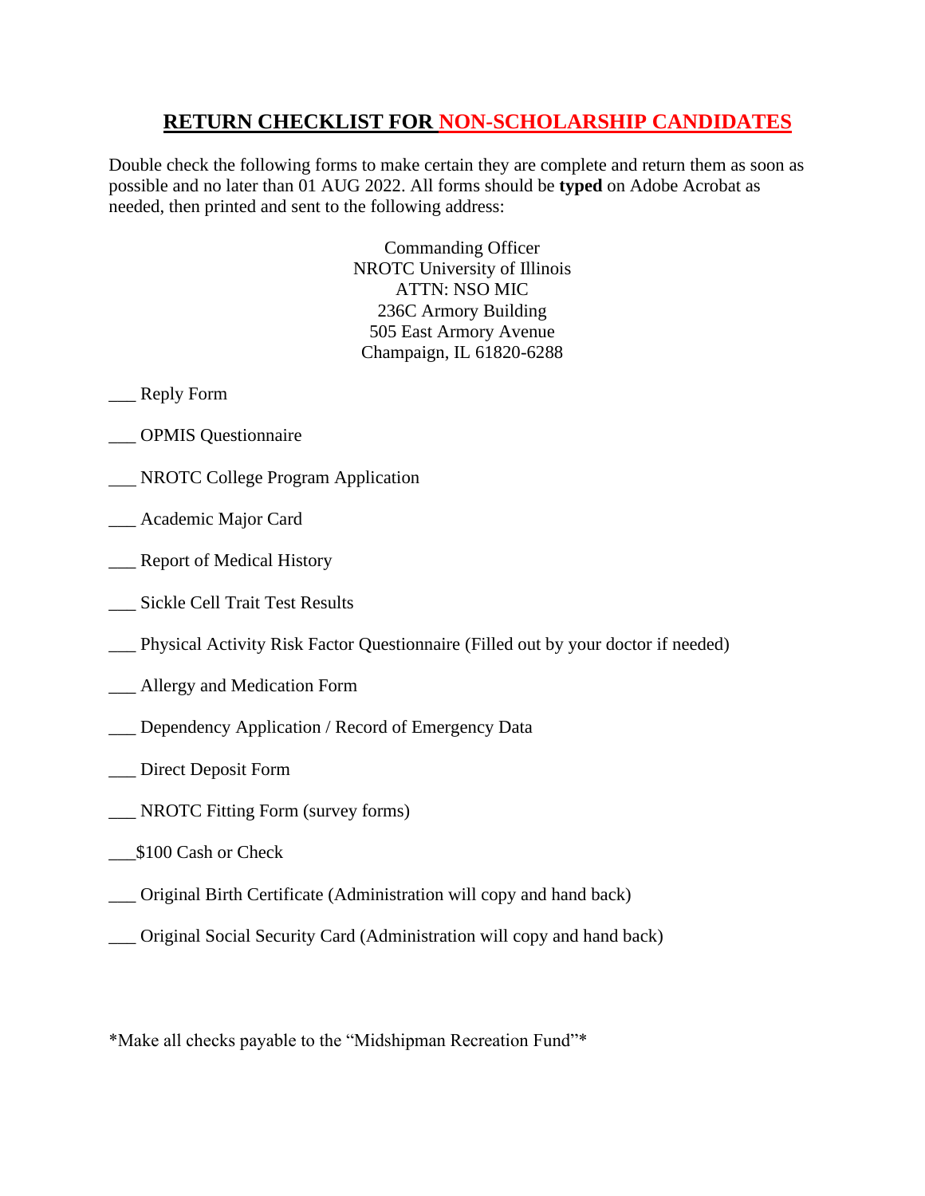# RETURN CHECKLIST FOR NON-SCHOLARSHIP CANDIDATES

Double check the following forms to make certain they are complete and return them as soon as possible and no later than 01 AUG 2022. All forms should be **typed** on Adobe Acrobat as needed, then printed and sent to the following address:

Commanding Officer
NROTC University of Illinois
ATTN: NSO MIC
236C Armory Building
505 East Armory Avenue
Champaign, IL 61820-6288

___ Reply Form

___ OPMIS Questionnaire

___ NROTC College Program Application

___ Academic Major Card

___ Report of Medical History

___ Sickle Cell Trait Test Results

___ Physical Activity Risk Factor Questionnaire (Filled out by your doctor if needed)

___ Allergy and Medication Form

___ Dependency Application / Record of Emergency Data

___ Direct Deposit Form

___ NROTC Fitting Form (survey forms)

___$100 Cash or Check

___ Original Birth Certificate (Administration will copy and hand back)

___ Original Social Security Card (Administration will copy and hand back)

*Make all checks payable to the "Midshipman Recreation Fund"*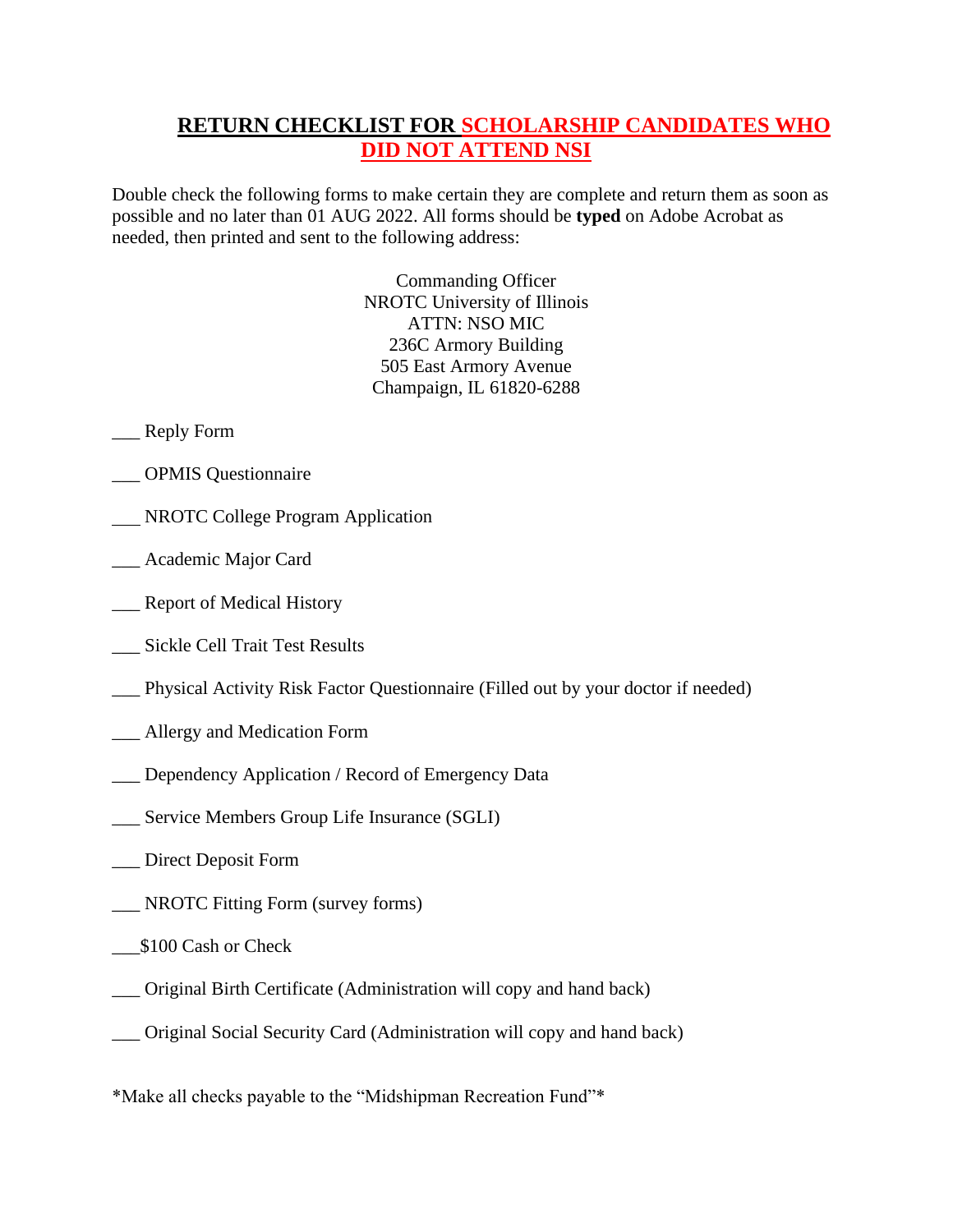# **RETURN CHECKLIST FOR SCHOLARSHIP CANDIDATES WHO DID NOT ATTEND NSI**

Double check the following forms to make certain they are complete and return them as soon as possible and no later than 01 AUG 2022. All forms should be **typed** on Adobe Acrobat as needed, then printed and sent to the following address:

Commanding Officer
NROTC University of Illinois
ATTN: NSO MIC
236C Armory Building
505 East Armory Avenue
Champaign, IL 61820-6288

___ Reply Form

___ OPMIS Questionnaire

___ NROTC College Program Application

___ Academic Major Card

___ Report of Medical History

___ Sickle Cell Trait Test Results

___ Physical Activity Risk Factor Questionnaire (Filled out by your doctor if needed)

___ Allergy and Medication Form

___ Dependency Application / Record of Emergency Data

___ Service Members Group Life Insurance (SGLI)

___ Direct Deposit Form

___ NROTC Fitting Form (survey forms)

___$100 Cash or Check

___ Original Birth Certificate (Administration will copy and hand back)

___ Original Social Security Card (Administration will copy and hand back)

*Make all checks payable to the "Midshipman Recreation Fund"*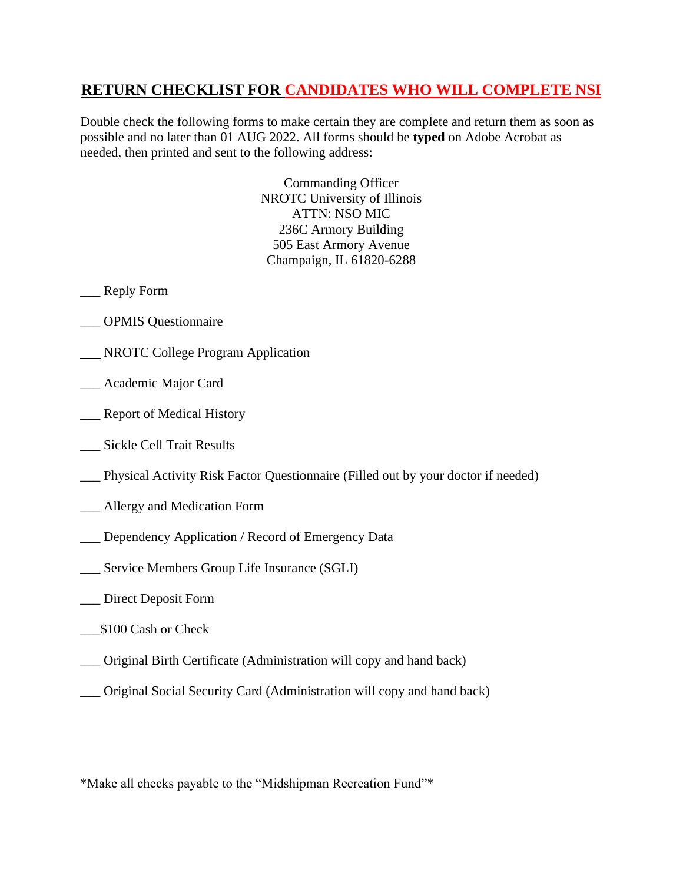## RETURN CHECKLIST FOR CANDIDATES WHO WILL COMPLETE NSI

Double check the following forms to make certain they are complete and return them as soon as possible and no later than 01 AUG 2022. All forms should be **typed** on Adobe Acrobat as needed, then printed and sent to the following address:

Commanding Officer
NROTC University of Illinois
ATTN: NSO MIC
236C Armory Building
505 East Armory Avenue
Champaign, IL 61820-6288

___ Reply Form

___ OPMIS Questionnaire

___ NROTC College Program Application

___ Academic Major Card

___ Report of Medical History

___ Sickle Cell Trait Results

___ Physical Activity Risk Factor Questionnaire (Filled out by your doctor if needed)

___ Allergy and Medication Form

___ Dependency Application / Record of Emergency Data

___ Service Members Group Life Insurance (SGLI)

___ Direct Deposit Form

___$100 Cash or Check

___ Original Birth Certificate (Administration will copy and hand back)

___ Original Social Security Card (Administration will copy and hand back)

*Make all checks payable to the "Midshipman Recreation Fund"*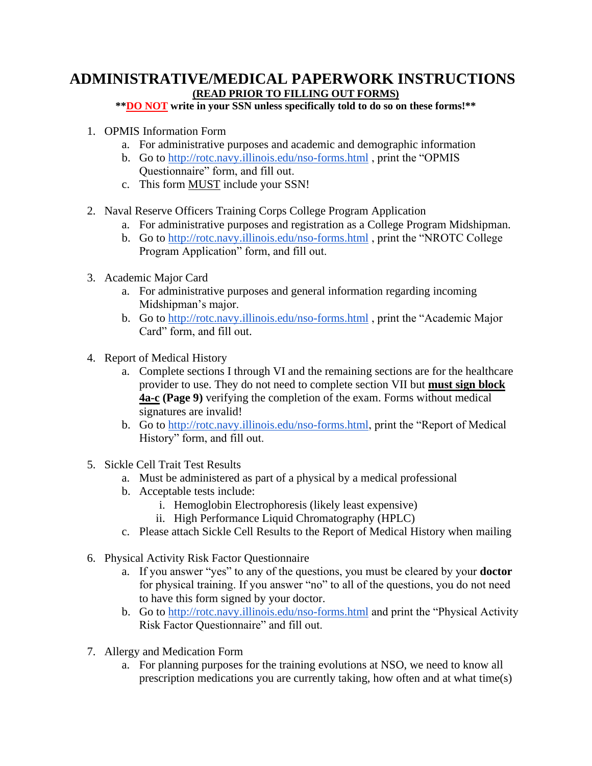# ADMINISTRATIVE/MEDICAL PAPERWORK INSTRUCTIONS

**(READ PRIOR TO FILLING OUT FORMS)**

****DO NOT write in your SSN unless specifically told to do so on these forms!****

1. OPMIS Information Form
   a. For administrative purposes and academic and demographic information
   b. Go to http://rotc.navy.illinois.edu/nso-forms.html , print the "OPMIS Questionnaire" form, and fill out.
   c. This form MUST include your SSN!

2. Naval Reserve Officers Training Corps College Program Application
   a. For administrative purposes and registration as a College Program Midshipman.
   b. Go to http://rotc.navy.illinois.edu/nso-forms.html , print the "NROTC College Program Application" form, and fill out.

3. Academic Major Card
   a. For administrative purposes and general information regarding incoming Midshipman's major.
   b. Go to http://rotc.navy.illinois.edu/nso-forms.html , print the "Academic Major Card" form, and fill out.

4. Report of Medical History
   a. Complete sections I through VI and the remaining sections are for the healthcare provider to use. They do not need to complete section VII but **must sign block 4a-c** **(Page 9)** verifying the completion of the exam. Forms without medical signatures are invalid!
   b. Go to http://rotc.navy.illinois.edu/nso-forms.html, print the "Report of Medical History" form, and fill out.

5. Sickle Cell Trait Test Results
   a. Must be administered as part of a physical by a medical professional
   b. Acceptable tests include:
      i. Hemoglobin Electrophoresis (likely least expensive)
      ii. High Performance Liquid Chromatography (HPLC)
   c. Please attach Sickle Cell Results to the Report of Medical History when mailing

6. Physical Activity Risk Factor Questionnaire
   a. If you answer "yes" to any of the questions, you must be cleared by your **doctor** for physical training. If you answer "no" to all of the questions, you do not need to have this form signed by your doctor.
   b. Go to http://rotc.navy.illinois.edu/nso-forms.html and print the "Physical Activity Risk Factor Questionnaire" and fill out.

7. Allergy and Medication Form
   a. For planning purposes for the training evolutions at NSO, we need to know all prescription medications you are currently taking, how often and at what time(s)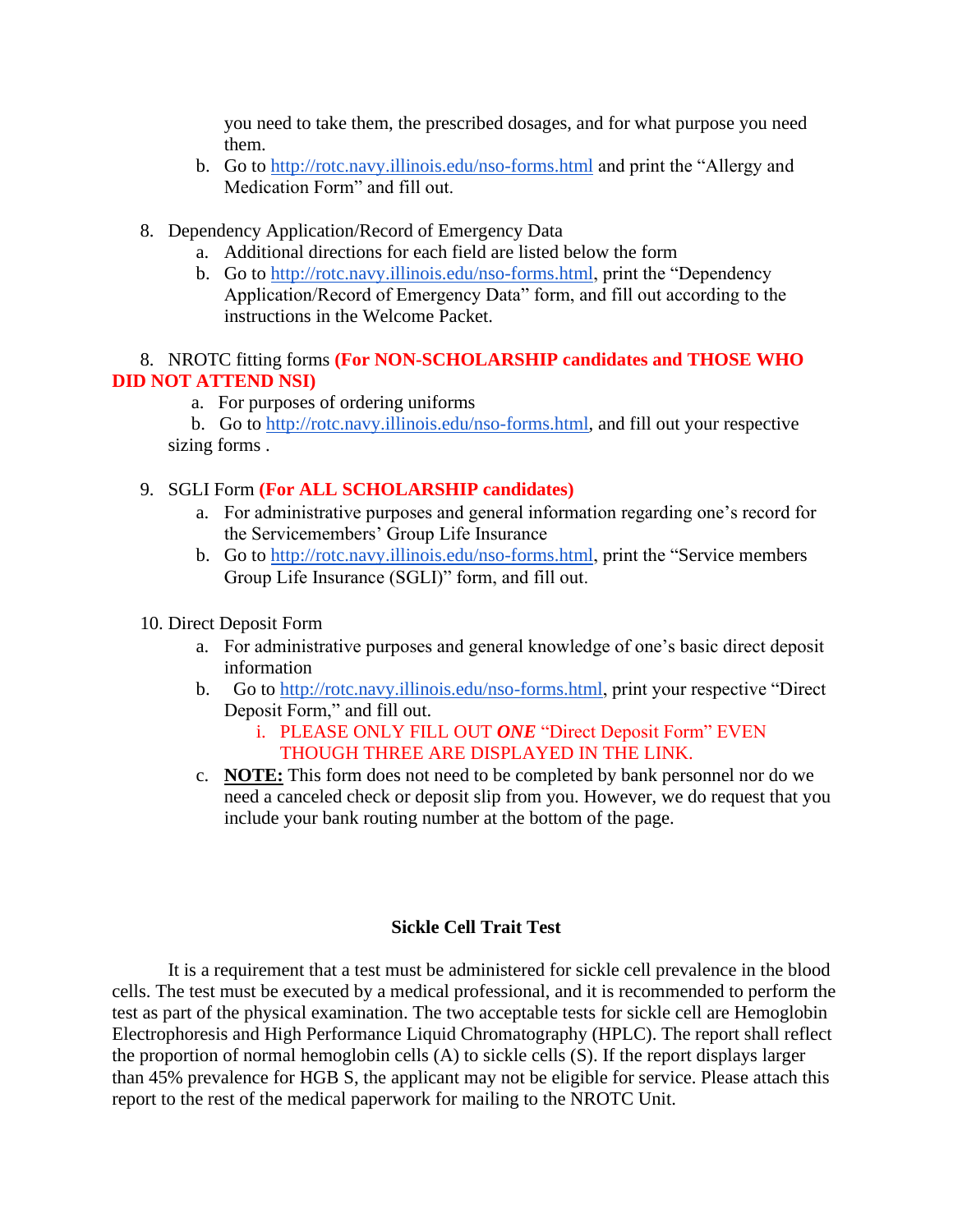you need to take them, the prescribed dosages, and for what purpose you need them.

   b. Go to http://rotc.navy.illinois.edu/nso-forms.html and print the "Allergy and Medication Form" and fill out.

8. Dependency Application/Record of Emergency Data
   a. Additional directions for each field are listed below the form
   b. Go to http://rotc.navy.illinois.edu/nso-forms.html, print the "Dependency Application/Record of Emergency Data" form, and fill out according to the instructions in the Welcome Packet.

8. NROTC fitting forms **(For NON-SCHOLARSHIP candidates and THOSE WHO DID NOT ATTEND NSI)**
   a. For purposes of ordering uniforms
   b. Go to http://rotc.navy.illinois.edu/nso-forms.html, and fill out your respective sizing forms .

9. SGLI Form **(For ALL SCHOLARSHIP candidates)**
   a. For administrative purposes and general information regarding one's record for the Servicemembers' Group Life Insurance
   b. Go to http://rotc.navy.illinois.edu/nso-forms.html, print the "Service members Group Life Insurance (SGLI)" form, and fill out.

10. Direct Deposit Form
    a. For administrative purposes and general knowledge of one's basic direct deposit information
    b. Go to http://rotc.navy.illinois.edu/nso-forms.html, print your respective "Direct Deposit Form," and fill out.
       i. PLEASE ONLY FILL OUT ***ONE*** "Direct Deposit Form" EVEN THOUGH THREE ARE DISPLAYED IN THE LINK.
    c. **NOTE:** This form does not need to be completed by bank personnel nor do we need a canceled check or deposit slip from you. However, we do request that you include your bank routing number at the bottom of the page.

## Sickle Cell Trait Test

It is a requirement that a test must be administered for sickle cell prevalence in the blood cells. The test must be executed by a medical professional, and it is recommended to perform the test as part of the physical examination. The two acceptable tests for sickle cell are Hemoglobin Electrophoresis and High Performance Liquid Chromatography (HPLC). The report shall reflect the proportion of normal hemoglobin cells (A) to sickle cells (S). If the report displays larger than 45% prevalence for HGB S, the applicant may not be eligible for service. Please attach this report to the rest of the medical paperwork for mailing to the NROTC Unit.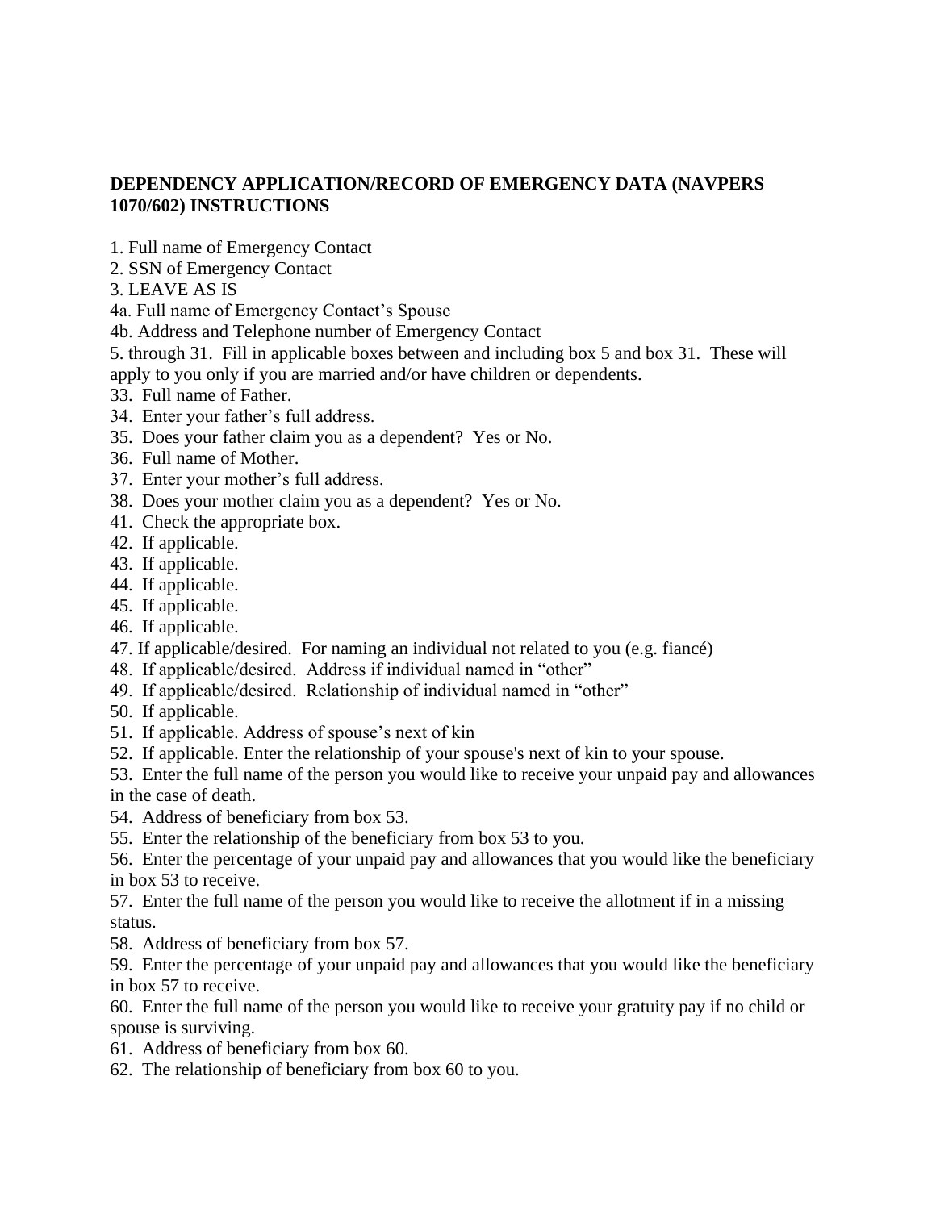**DEPENDENCY APPLICATION/RECORD OF EMERGENCY DATA (NAVPERS 1070/602) INSTRUCTIONS**

1. Full name of Emergency Contact
2. SSN of Emergency Contact
3. LEAVE AS IS

4a. Full name of Emergency Contact's Spouse

4b. Address and Telephone number of Emergency Contact

5. through 31. Fill in applicable boxes between and including box 5 and box 31. These will apply to you only if you are married and/or have children or dependents.

33. Full name of Father.
34. Enter your father's full address.
35. Does your father claim you as a dependent? Yes or No.
36. Full name of Mother.
37. Enter your mother's full address.
38. Does your mother claim you as a dependent? Yes or No.

41. Check the appropriate box.
42. If applicable.
43. If applicable.
44. If applicable.
45. If applicable.
46. If applicable.
47. If applicable/desired. For naming an individual not related to you (e.g. fiancé)
48. If applicable/desired. Address if individual named in "other"
49. If applicable/desired. Relationship of individual named in "other"
50. If applicable.
51. If applicable. Address of spouse's next of kin
52. If applicable. Enter the relationship of your spouse's next of kin to your spouse.
53. Enter the full name of the person you would like to receive your unpaid pay and allowances in the case of death.
54. Address of beneficiary from box 53.
55. Enter the relationship of the beneficiary from box 53 to you.
56. Enter the percentage of your unpaid pay and allowances that you would like the beneficiary in box 53 to receive.
57. Enter the full name of the person you would like to receive the allotment if in a missing status.
58. Address of beneficiary from box 57.
59. Enter the percentage of your unpaid pay and allowances that you would like the beneficiary in box 57 to receive.
60. Enter the full name of the person you would like to receive your gratuity pay if no child or spouse is surviving.
61. Address of beneficiary from box 60.
62. The relationship of beneficiary from box 60 to you.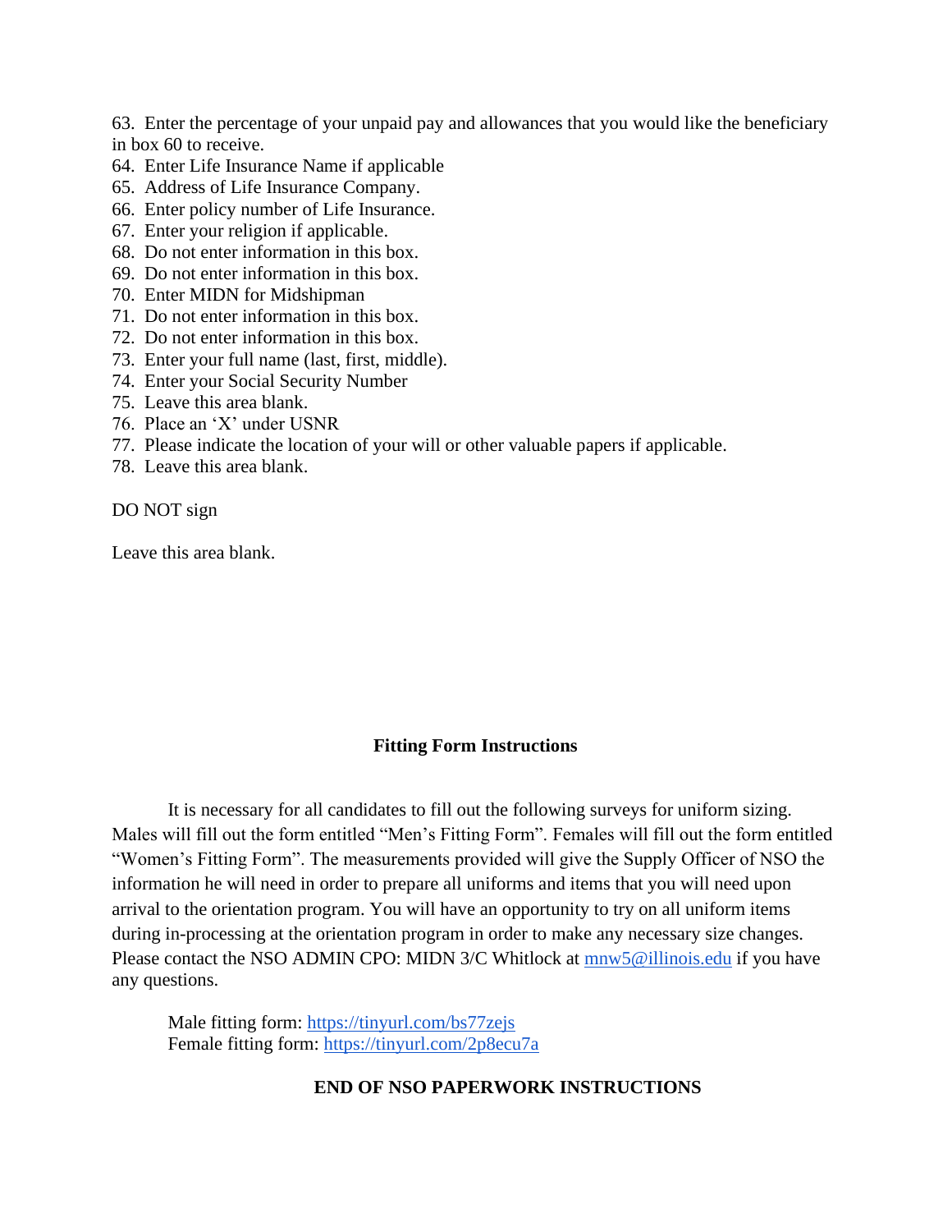63. Enter the percentage of your unpaid pay and allowances that you would like the beneficiary in box 60 to receive.
64. Enter Life Insurance Name if applicable
65. Address of Life Insurance Company.
66. Enter policy number of Life Insurance.
67. Enter your religion if applicable.
68. Do not enter information in this box.
69. Do not enter information in this box.
70. Enter MIDN for Midshipman
71. Do not enter information in this box.
72. Do not enter information in this box.
73. Enter your full name (last, first, middle).
74. Enter your Social Security Number
75. Leave this area blank.
76. Place an 'X' under USNR
77. Please indicate the location of your will or other valuable papers if applicable.
78. Leave this area blank.

DO NOT sign

Leave this area blank.

**Fitting Form Instructions**

It is necessary for all candidates to fill out the following surveys for uniform sizing. Males will fill out the form entitled "Men's Fitting Form". Females will fill out the form entitled "Women's Fitting Form". The measurements provided will give the Supply Officer of NSO the information he will need in order to prepare all uniforms and items that you will need upon arrival to the orientation program. You will have an opportunity to try on all uniform items during in-processing at the orientation program in order to make any necessary size changes. Please contact the NSO ADMIN CPO: MIDN 3/C Whitlock at mnw5@illinois.edu if you have any questions.

Male fitting form: https://tinyurl.com/bs77zejs
Female fitting form: https://tinyurl.com/2p8ecu7a

**END OF NSO PAPERWORK INSTRUCTIONS**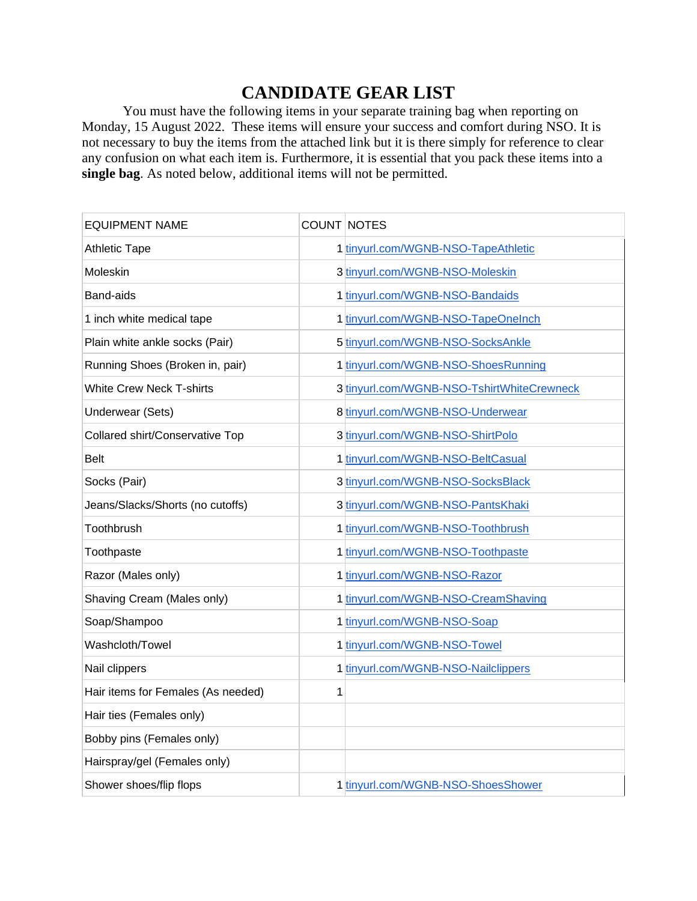# CANDIDATE GEAR LIST

You must have the following items in your separate training bag when reporting on Monday, 15 August 2022. These items will ensure your success and comfort during NSO. It is not necessary to buy the items from the attached link but it is there simply for reference to clear any confusion on what each item is. Furthermore, it is essential that you pack these items into a **single bag**. As noted below, additional items will not be permitted.

| EQUIPMENT NAME | COUNT | NOTES |
|---|---|---|
| Athletic Tape | 1 | tinyurl.com/WGNB-NSO-TapeAthletic |
| Moleskin | 3 | tinyurl.com/WGNB-NSO-Moleskin |
| Band-aids | 1 | tinyurl.com/WGNB-NSO-Bandaids |
| 1 inch white medical tape | 1 | tinyurl.com/WGNB-NSO-TapeOneInch |
| Plain white ankle socks (Pair) | 5 | tinyurl.com/WGNB-NSO-SocksAnkle |
| Running Shoes (Broken in, pair) | 1 | tinyurl.com/WGNB-NSO-ShoesRunning |
| White Crew Neck T-shirts | 3 | tinyurl.com/WGNB-NSO-TshirtWhiteCrewneck |
| Underwear (Sets) | 8 | tinyurl.com/WGNB-NSO-Underwear |
| Collared shirt/Conservative Top | 3 | tinyurl.com/WGNB-NSO-ShirtPolo |
| Belt | 1 | tinyurl.com/WGNB-NSO-BeltCasual |
| Socks (Pair) | 3 | tinyurl.com/WGNB-NSO-SocksBlack |
| Jeans/Slacks/Shorts (no cutoffs) | 3 | tinyurl.com/WGNB-NSO-PantsKhaki |
| Toothbrush | 1 | tinyurl.com/WGNB-NSO-Toothbrush |
| Toothpaste | 1 | tinyurl.com/WGNB-NSO-Toothpaste |
| Razor (Males only) | 1 | tinyurl.com/WGNB-NSO-Razor |
| Shaving Cream (Males only) | 1 | tinyurl.com/WGNB-NSO-CreamShaving |
| Soap/Shampoo | 1 | tinyurl.com/WGNB-NSO-Soap |
| Washcloth/Towel | 1 | tinyurl.com/WGNB-NSO-Towel |
| Nail clippers | 1 | tinyurl.com/WGNB-NSO-Nailclippers |
| Hair items for Females (As needed) | 1 | |
| Hair ties (Females only) | | |
| Bobby pins (Females only) | | |
| Hairspray/gel (Females only) | | |
| Shower shoes/flip flops | 1 | tinyurl.com/WGNB-NSO-ShoesShower |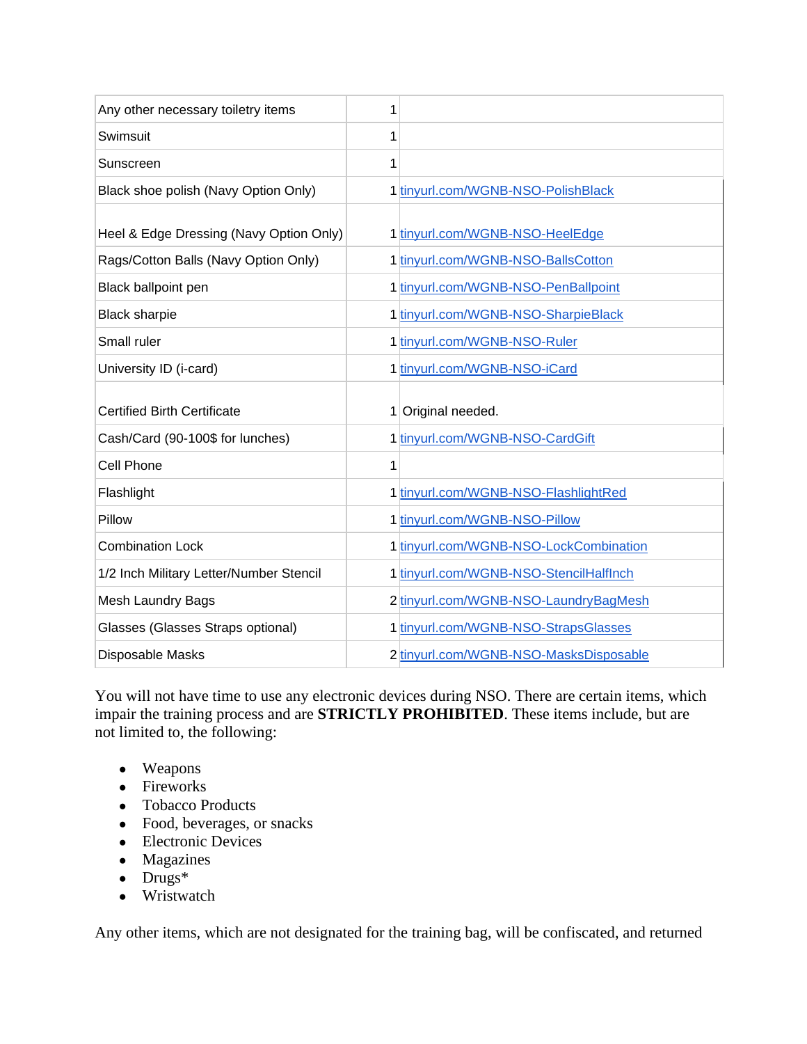| | | |
|---|---|---|
| Any other necessary toiletry items | 1 | |
| Swimsuit | 1 | |
| Sunscreen | 1 | |
| Black shoe polish (Navy Option Only) | 1 | tinyurl.com/WGNB-NSO-PolishBlack |
| Heel & Edge Dressing (Navy Option Only) | 1 | tinyurl.com/WGNB-NSO-HeelEdge |
| Rags/Cotton Balls (Navy Option Only) | 1 | tinyurl.com/WGNB-NSO-BallsCotton |
| Black ballpoint pen | 1 | tinyurl.com/WGNB-NSO-PenBallpoint |
| Black sharpie | 1 | tinyurl.com/WGNB-NSO-SharpieBlack |
| Small ruler | 1 | tinyurl.com/WGNB-NSO-Ruler |
| University ID (i-card) | 1 | tinyurl.com/WGNB-NSO-iCard |
| Certified Birth Certificate | 1 | Original needed. |
| Cash/Card (90-100$ for lunches) | 1 | tinyurl.com/WGNB-NSO-CardGift |
| Cell Phone | 1 | |
| Flashlight | 1 | tinyurl.com/WGNB-NSO-FlashlightRed |
| Pillow | 1 | tinyurl.com/WGNB-NSO-Pillow |
| Combination Lock | 1 | tinyurl.com/WGNB-NSO-LockCombination |
| 1/2 Inch Military Letter/Number Stencil | 1 | tinyurl.com/WGNB-NSO-StencilHalfInch |
| Mesh Laundry Bags | 2 | tinyurl.com/WGNB-NSO-LaundryBagMesh |
| Glasses (Glasses Straps optional) | 1 | tinyurl.com/WGNB-NSO-StrapsGlasses |
| Disposable Masks | 2 | tinyurl.com/WGNB-NSO-MasksDisposable |

You will not have time to use any electronic devices during NSO. There are certain items, which impair the training process and are **STRICTLY PROHIBITED**. These items include, but are not limited to, the following:

- Weapons
- Fireworks
- Tobacco Products
- Food, beverages, or snacks
- Electronic Devices
- Magazines
- Drugs*
- Wristwatch

Any other items, which are not designated for the training bag, will be confiscated, and returned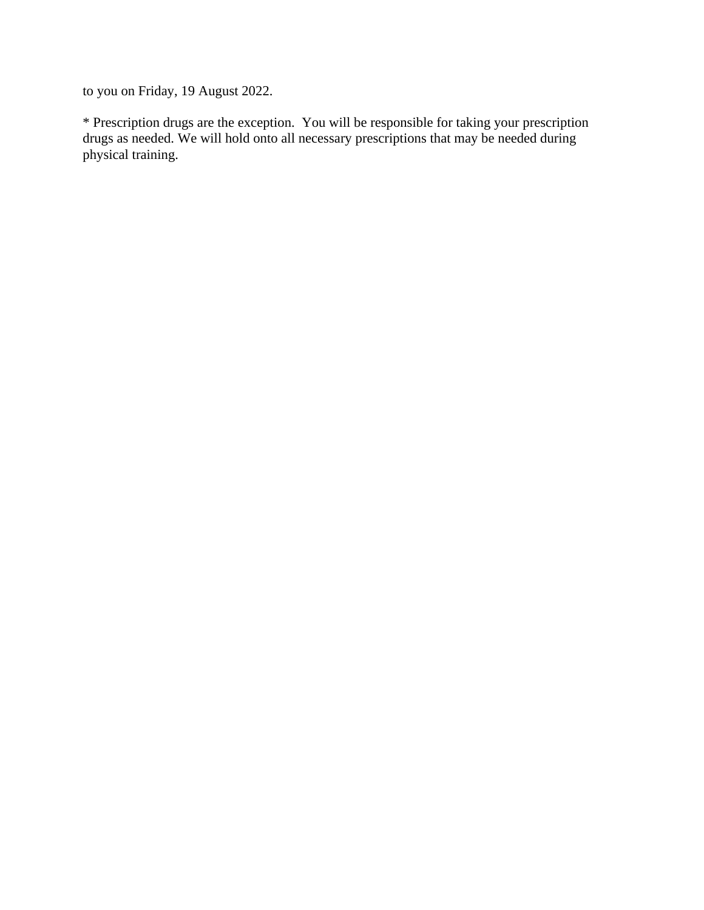to you on Friday, 19 August 2022.

* Prescription drugs are the exception.  You will be responsible for taking your prescription drugs as needed. We will hold onto all necessary prescriptions that may be needed during physical training.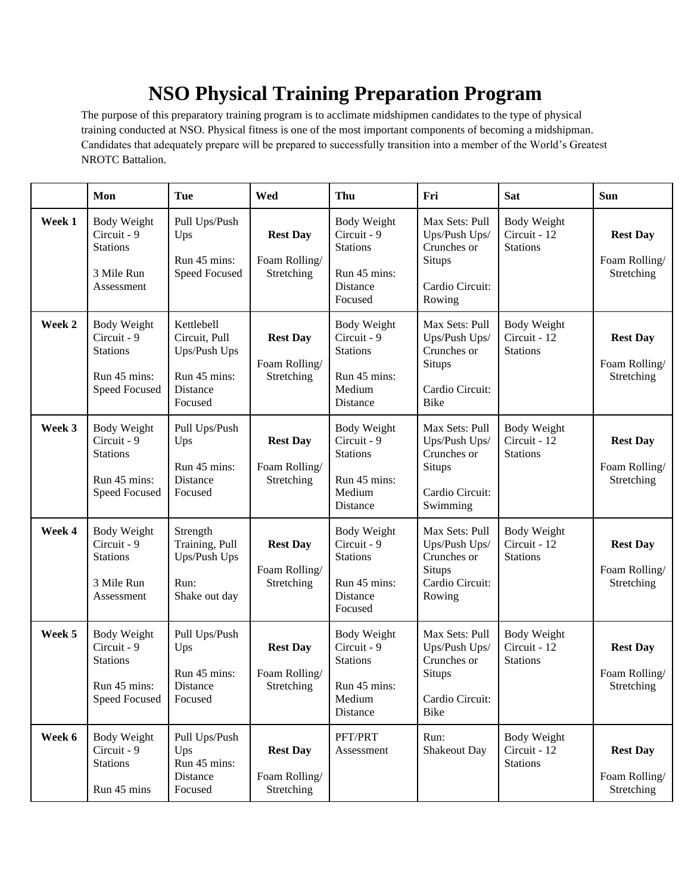# NSO Physical Training Preparation Program

The purpose of this preparatory training program is to acclimate midshipmen candidates to the type of physical training conducted at NSO. Physical fitness is one of the most important components of becoming a midshipman. Candidates that adequately prepare will be prepared to successfully transition into a member of the World's Greatest NROTC Battalion.

| | Mon | Tue | Wed | Thu | Fri | Sat | Sun |
|---|---|---|---|---|---|---|---|
| **Week 1** | Body Weight Circuit - 9 Stations<br><br>3 Mile Run Assessment | Pull Ups/Push Ups<br><br>Run 45 mins: Speed Focused | **Rest Day**<br><br>Foam Rolling/ Stretching | Body Weight Circuit - 9 Stations<br><br>Run 45 mins: Distance Focused | Max Sets: Pull Ups/Push Ups/ Crunches or Situps<br><br>Cardio Circuit: Rowing | Body Weight Circuit - 12 Stations | **Rest Day**<br><br>Foam Rolling/ Stretching |
| **Week 2** | Body Weight Circuit - 9 Stations<br><br>Run 45 mins: Speed Focused | Kettlebell Circuit, Pull Ups/Push Ups<br><br>Run 45 mins: Distance Focused | **Rest Day**<br><br>Foam Rolling/ Stretching | Body Weight Circuit - 9 Stations<br><br>Run 45 mins: Medium Distance | Max Sets: Pull Ups/Push Ups/ Crunches or Situps<br><br>Cardio Circuit: Bike | Body Weight Circuit - 12 Stations | **Rest Day**<br><br>Foam Rolling/ Stretching |
| **Week 3** | Body Weight Circuit - 9 Stations<br><br>Run 45 mins: Speed Focused | Pull Ups/Push Ups<br><br>Run 45 mins: Distance Focused | **Rest Day**<br><br>Foam Rolling/ Stretching | Body Weight Circuit - 9 Stations<br><br>Run 45 mins: Medium Distance | Max Sets: Pull Ups/Push Ups/ Crunches or Situps<br><br>Cardio Circuit: Swimming | Body Weight Circuit - 12 Stations | **Rest Day**<br><br>Foam Rolling/ Stretching |
| **Week 4** | Body Weight Circuit - 9 Stations<br><br>3 Mile Run Assessment | Strength Training, Pull Ups/Push Ups<br><br>Run: Shake out day | **Rest Day**<br><br>Foam Rolling/ Stretching | Body Weight Circuit - 9 Stations<br><br>Run 45 mins: Distance Focused | Max Sets: Pull Ups/Push Ups/ Crunches or Situps<br>Cardio Circuit: Rowing | Body Weight Circuit - 12 Stations | **Rest Day**<br><br>Foam Rolling/ Stretching |
| **Week 5** | Body Weight Circuit - 9 Stations<br><br>Run 45 mins: Speed Focused | Pull Ups/Push Ups<br><br>Run 45 mins: Distance Focused | **Rest Day**<br><br>Foam Rolling/ Stretching | Body Weight Circuit - 9 Stations<br><br>Run 45 mins: Medium Distance | Max Sets: Pull Ups/Push Ups/ Crunches or Situps<br><br>Cardio Circuit: Bike | Body Weight Circuit - 12 Stations | **Rest Day**<br><br>Foam Rolling/ Stretching |
| **Week 6** | Body Weight Circuit - 9 Stations<br><br>Run 45 mins | Pull Ups/Push Ups<br>Run 45 mins: Distance Focused | **Rest Day**<br><br>Foam Rolling/ Stretching | PFT/PRT Assessment | Run: Shakeout Day | Body Weight Circuit - 12 Stations | **Rest Day**<br><br>Foam Rolling/ Stretching |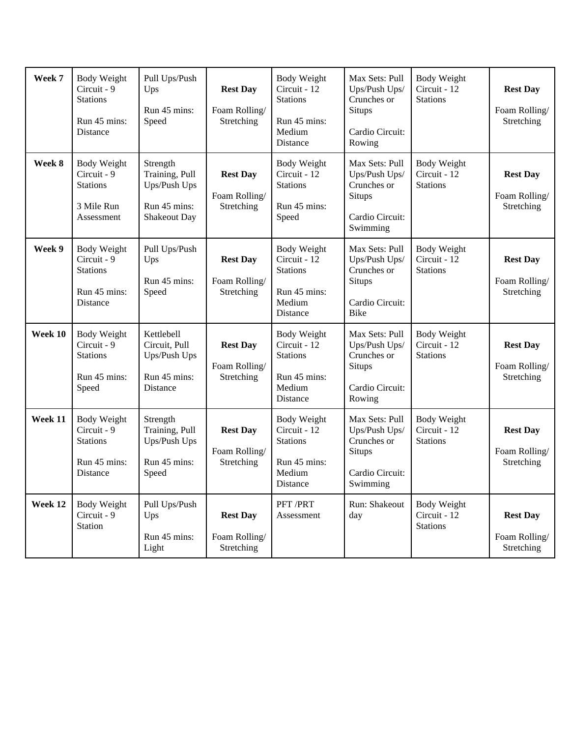| | | | | | | | |
|---|---|---|---|---|---|---|---|
| **Week 7** | Body Weight Circuit - 9 Stations<br><br>Run 45 mins: Distance | Pull Ups/Push Ups<br><br>Run 45 mins: Speed | **Rest Day**<br><br>Foam Rolling/ Stretching | Body Weight Circuit - 12 Stations<br><br>Run 45 mins: Medium Distance | Max Sets: Pull Ups/Push Ups/ Crunches or Situps<br><br>Cardio Circuit: Rowing | Body Weight Circuit - 12 Stations | **Rest Day**<br><br>Foam Rolling/ Stretching |
| **Week 8** | Body Weight Circuit - 9 Stations<br><br>3 Mile Run Assessment | Strength Training, Pull Ups/Push Ups<br><br>Run 45 mins: Shakeout Day | **Rest Day**<br><br>Foam Rolling/ Stretching | Body Weight Circuit - 12 Stations<br><br>Run 45 mins: Speed | Max Sets: Pull Ups/Push Ups/ Crunches or Situps<br><br>Cardio Circuit: Swimming | Body Weight Circuit - 12 Stations | **Rest Day**<br><br>Foam Rolling/ Stretching |
| **Week 9** | Body Weight Circuit - 9 Stations<br><br>Run 45 mins: Distance | Pull Ups/Push Ups<br><br>Run 45 mins: Speed | **Rest Day**<br><br>Foam Rolling/ Stretching | Body Weight Circuit - 12 Stations<br><br>Run 45 mins: Medium Distance | Max Sets: Pull Ups/Push Ups/ Crunches or Situps<br><br>Cardio Circuit: Bike | Body Weight Circuit - 12 Stations | **Rest Day**<br><br>Foam Rolling/ Stretching |
| **Week 10** | Body Weight Circuit - 9 Stations<br><br>Run 45 mins: Speed | Kettlebell Circuit, Pull Ups/Push Ups<br><br>Run 45 mins: Distance | **Rest Day**<br><br>Foam Rolling/ Stretching | Body Weight Circuit - 12 Stations<br><br>Run 45 mins: Medium Distance | Max Sets: Pull Ups/Push Ups/ Crunches or Situps<br><br>Cardio Circuit: Rowing | Body Weight Circuit - 12 Stations | **Rest Day**<br><br>Foam Rolling/ Stretching |
| **Week 11** | Body Weight Circuit - 9 Stations<br><br>Run 45 mins: Distance | Strength Training, Pull Ups/Push Ups<br><br>Run 45 mins: Speed | **Rest Day**<br><br>Foam Rolling/ Stretching | Body Weight Circuit - 12 Stations<br><br>Run 45 mins: Medium Distance | Max Sets: Pull Ups/Push Ups/ Crunches or Situps<br><br>Cardio Circuit: Swimming | Body Weight Circuit - 12 Stations | **Rest Day**<br><br>Foam Rolling/ Stretching |
| **Week 12** | Body Weight Circuit - 9 Station | Pull Ups/Push Ups<br><br>Run 45 mins: Light | **Rest Day**<br><br>Foam Rolling/ Stretching | PFT /PRT Assessment | Run: Shakeout day | Body Weight Circuit - 12 Stations | **Rest Day**<br><br>Foam Rolling/ Stretching |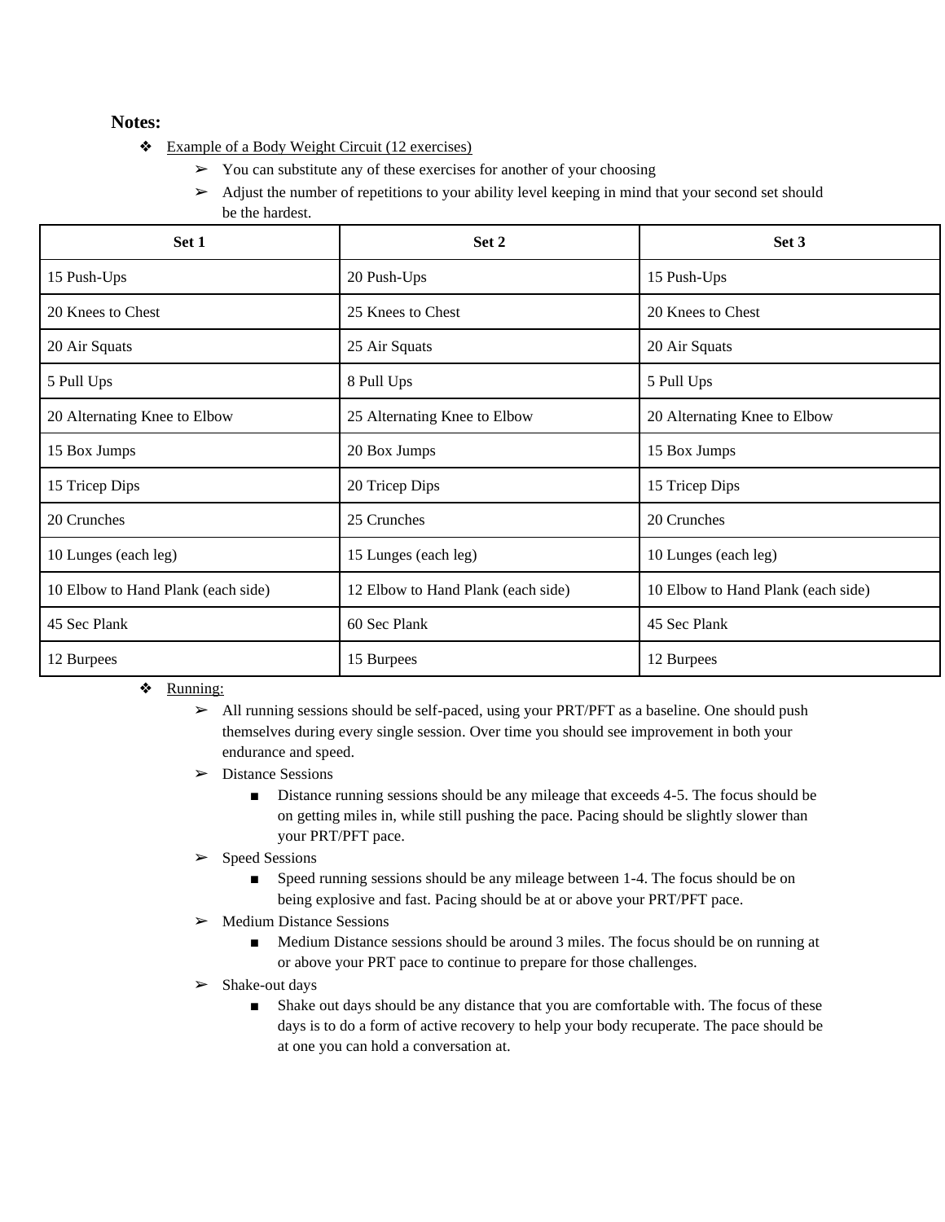**Notes:**

- Example of a Body Weight Circuit (12 exercises)
  - You can substitute any of these exercises for another of your choosing
  - Adjust the number of repetitions to your ability level keeping in mind that your second set should be the hardest.

| Set 1 | Set 2 | Set 3 |
| --- | --- | --- |
| 15 Push-Ups | 20 Push-Ups | 15 Push-Ups |
| 20 Knees to Chest | 25 Knees to Chest | 20 Knees to Chest |
| 20 Air Squats | 25 Air Squats | 20 Air Squats |
| 5 Pull Ups | 8 Pull Ups | 5 Pull Ups |
| 20 Alternating Knee to Elbow | 25 Alternating Knee to Elbow | 20 Alternating Knee to Elbow |
| 15 Box Jumps | 20 Box Jumps | 15 Box Jumps |
| 15 Tricep Dips | 20 Tricep Dips | 15 Tricep Dips |
| 20 Crunches | 25 Crunches | 20 Crunches |
| 10 Lunges (each leg) | 15 Lunges (each leg) | 10 Lunges (each leg) |
| 10 Elbow to Hand Plank (each side) | 12 Elbow to Hand Plank (each side) | 10 Elbow to Hand Plank (each side) |
| 45 Sec Plank | 60 Sec Plank | 45 Sec Plank |
| 12 Burpees | 15 Burpees | 12 Burpees |

- Running:
  - All running sessions should be self-paced, using your PRT/PFT as a baseline. One should push themselves during every single session. Over time you should see improvement in both your endurance and speed.
  - Distance Sessions
    - Distance running sessions should be any mileage that exceeds 4-5. The focus should be on getting miles in, while still pushing the pace. Pacing should be slightly slower than your PRT/PFT pace.
  - Speed Sessions
    - Speed running sessions should be any mileage between 1-4. The focus should be on being explosive and fast. Pacing should be at or above your PRT/PFT pace.
  - Medium Distance Sessions
    - Medium Distance sessions should be around 3 miles. The focus should be on running at or above your PRT pace to continue to prepare for those challenges.
  - Shake-out days
    - Shake out days should be any distance that you are comfortable with. The focus of these days is to do a form of active recovery to help your body recuperate. The pace should be at one you can hold a conversation at.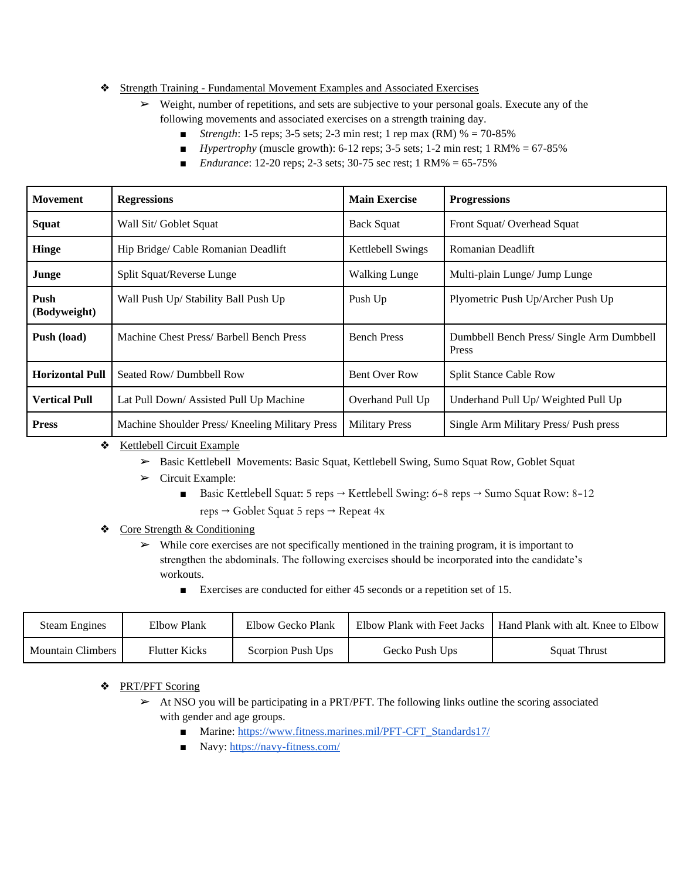- <u>Strength Training - Fundamental Movement Examples and Associated Exercises</u>
  - Weight, number of repetitions, and sets are subjective to your personal goals. Execute any of the following movements and associated exercises on a strength training day.
    - *Strength*: 1-5 reps; 3-5 sets; 2-3 min rest; 1 rep max (RM) % = 70-85%
    - *Hypertrophy* (muscle growth): 6-12 reps; 3-5 sets; 1-2 min rest; 1 RM% = 67-85%
    - *Endurance*: 12-20 reps; 2-3 sets; 30-75 sec rest; 1 RM% = 65-75%

| Movement | Regressions | Main Exercise | Progressions |
|---|---|---|---|
| **Squat** | Wall Sit/ Goblet Squat | Back Squat | Front Squat/ Overhead Squat |
| **Hinge** | Hip Bridge/ Cable Romanian Deadlift | Kettlebell Swings | Romanian Deadlift |
| **Junge** | Split Squat/Reverse Lunge | Walking Lunge | Multi-plain Lunge/ Jump Lunge |
| **Push (Bodyweight)** | Wall Push Up/ Stability Ball Push Up | Push Up | Plyometric Push Up/Archer Push Up |
| **Push (load)** | Machine Chest Press/ Barbell Bench Press | Bench Press | Dumbbell Bench Press/ Single Arm Dumbbell Press |
| **Horizontal Pull** | Seated Row/ Dumbbell Row | Bent Over Row | Split Stance Cable Row |
| **Vertical Pull** | Lat Pull Down/ Assisted Pull Up Machine | Overhand Pull Up | Underhand Pull Up/ Weighted Pull Up |
| **Press** | Machine Shoulder Press/ Kneeling Military Press | Military Press | Single Arm Military Press/ Push press |

- <u>Kettlebell Circuit Example</u>
  - Basic Kettlebell Movements: Basic Squat, Kettlebell Swing, Sumo Squat Row, Goblet Squat
  - Circuit Example:
    - Basic Kettlebell Squat: 5 reps → Kettlebell Swing: 6-8 reps → Sumo Squat Row: 8-12 reps → Goblet Squat 5 reps → Repeat 4x
- <u>Core Strength & Conditioning</u>
  - While core exercises are not specifically mentioned in the training program, it is important to strengthen the abdominals. The following exercises should be incorporated into the candidate's workouts.
    - Exercises are conducted for either 45 seconds or a repetition set of 15.

| Steam Engines | Elbow Plank | Elbow Gecko Plank | Elbow Plank with Feet Jacks | Hand Plank with alt. Knee to Elbow |
|---|---|---|---|---|
| Mountain Climbers | Flutter Kicks | Scorpion Push Ups | Gecko Push Ups | Squat Thrust |

- <u>PRT/PFT Scoring</u>
  - At NSO you will be participating in a PRT/PFT. The following links outline the scoring associated with gender and age groups.
    - Marine: https://www.fitness.marines.mil/PFT-CFT_Standards17/
    - Navy: https://navy-fitness.com/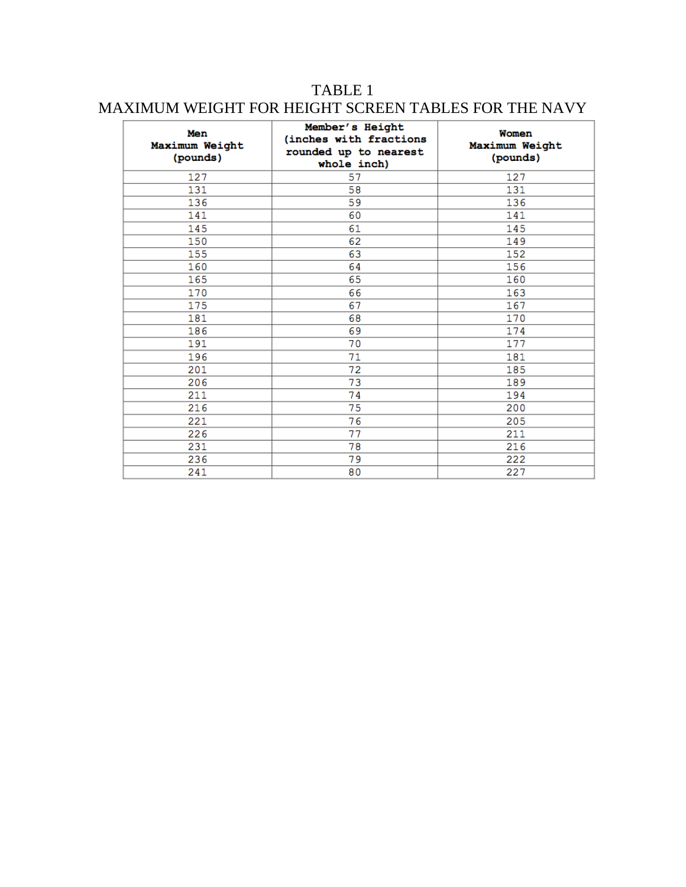# TABLE 1
## MAXIMUM WEIGHT FOR HEIGHT SCREEN TABLES FOR THE NAVY

| Men Maximum Weight (pounds) | Member's Height (inches with fractions rounded up to nearest whole inch) | Women Maximum Weight (pounds) |
|---|---|---|
| 127 | 57 | 127 |
| 131 | 58 | 131 |
| 136 | 59 | 136 |
| 141 | 60 | 141 |
| 145 | 61 | 145 |
| 150 | 62 | 149 |
| 155 | 63 | 152 |
| 160 | 64 | 156 |
| 165 | 65 | 160 |
| 170 | 66 | 163 |
| 175 | 67 | 167 |
| 181 | 68 | 170 |
| 186 | 69 | 174 |
| 191 | 70 | 177 |
| 196 | 71 | 181 |
| 201 | 72 | 185 |
| 206 | 73 | 189 |
| 211 | 74 | 194 |
| 216 | 75 | 200 |
| 221 | 76 | 205 |
| 226 | 77 | 211 |
| 231 | 78 | 216 |
| 236 | 79 | 222 |
| 241 | 80 | 227 |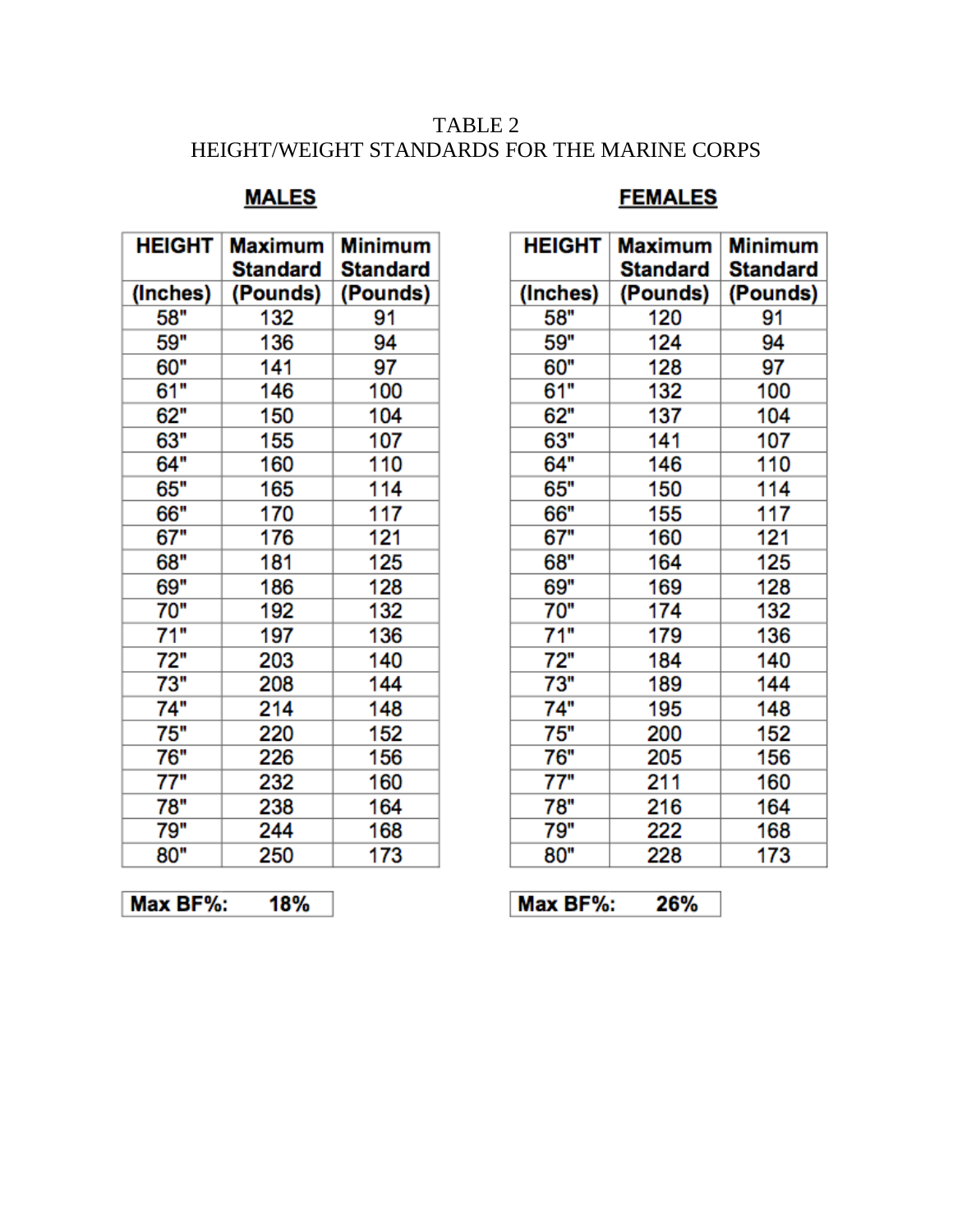TABLE 2
HEIGHT/WEIGHT STANDARDS FOR THE MARINE CORPS

**MALES**

| HEIGHT (Inches) | Maximum Standard (Pounds) | Minimum Standard (Pounds) |
|---|---|---|
| 58" | 132 | 91 |
| 59" | 136 | 94 |
| 60" | 141 | 97 |
| 61" | 146 | 100 |
| 62" | 150 | 104 |
| 63" | 155 | 107 |
| 64" | 160 | 110 |
| 65" | 165 | 114 |
| 66" | 170 | 117 |
| 67" | 176 | 121 |
| 68" | 181 | 125 |
| 69" | 186 | 128 |
| 70" | 192 | 132 |
| 71" | 197 | 136 |
| 72" | 203 | 140 |
| 73" | 208 | 144 |
| 74" | 214 | 148 |
| 75" | 220 | 152 |
| 76" | 226 | 156 |
| 77" | 232 | 160 |
| 78" | 238 | 164 |
| 79" | 244 | 168 |
| 80" | 250 | 173 |

| Max BF%: | 18% |
|---|---|

**FEMALES**

| HEIGHT (Inches) | Maximum Standard (Pounds) | Minimum Standard (Pounds) |
|---|---|---|
| 58" | 120 | 91 |
| 59" | 124 | 94 |
| 60" | 128 | 97 |
| 61" | 132 | 100 |
| 62" | 137 | 104 |
| 63" | 141 | 107 |
| 64" | 146 | 110 |
| 65" | 150 | 114 |
| 66" | 155 | 117 |
| 67" | 160 | 121 |
| 68" | 164 | 125 |
| 69" | 169 | 128 |
| 70" | 174 | 132 |
| 71" | 179 | 136 |
| 72" | 184 | 140 |
| 73" | 189 | 144 |
| 74" | 195 | 148 |
| 75" | 200 | 152 |
| 76" | 205 | 156 |
| 77" | 211 | 160 |
| 78" | 216 | 164 |
| 79" | 222 | 168 |
| 80" | 228 | 173 |

| Max BF%: | 26% |
|---|---|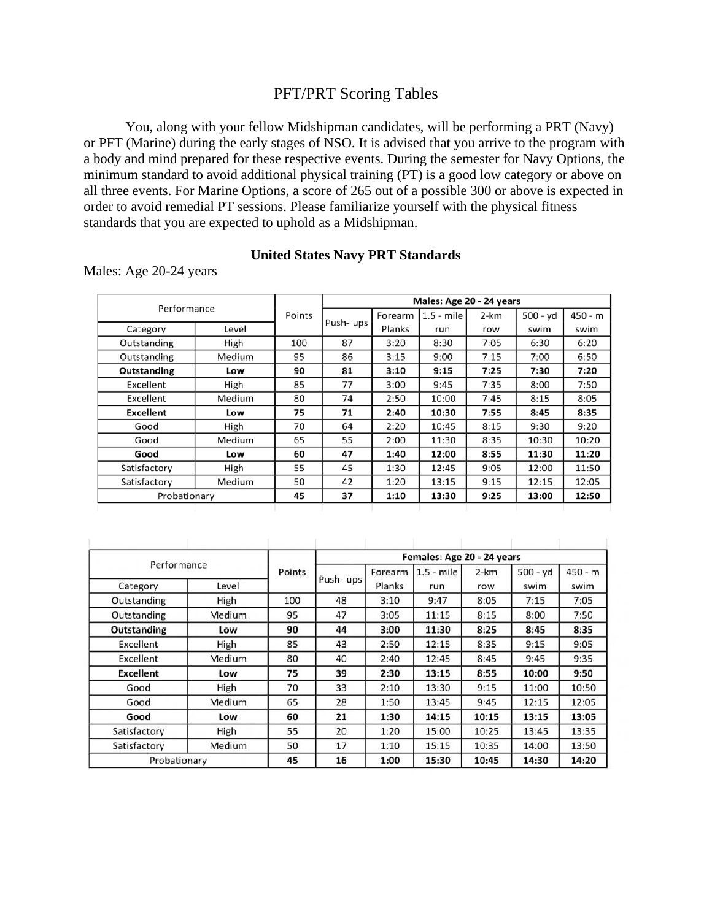# PFT/PRT Scoring Tables

You, along with your fellow Midshipman candidates, will be performing a PRT (Navy) or PFT (Marine) during the early stages of NSO. It is advised that you arrive to the program with a body and mind prepared for these respective events. During the semester for Navy Options, the minimum standard to avoid additional physical training (PT) is a good low category or above on all three events. For Marine Options, a score of 265 out of a possible 300 or above is expected in order to avoid remedial PT sessions. Please familiarize yourself with the physical fitness standards that you are expected to uphold as a Midshipman.

**United States Navy PRT Standards**

Males: Age 20-24 years

| Performance | | Points | Males: Age 20 - 24 years | | | | | |
|---|---|---|---|---|---|---|---|---|
| Category | Level | | Push- ups | Forearm Planks | 1.5 - mile run | 2-km row | 500 - yd swim | 450 - m swim |
| Outstanding | High | 100 | 87 | 3:20 | 8:30 | 7:05 | 6:30 | 6:20 |
| Outstanding | Medium | 95 | 86 | 3:15 | 9:00 | 7:15 | 7:00 | 6:50 |
| **Outstanding** | **Low** | **90** | **81** | **3:10** | **9:15** | **7:25** | **7:30** | **7:20** |
| Excellent | High | 85 | 77 | 3:00 | 9:45 | 7:35 | 8:00 | 7:50 |
| Excellent | Medium | 80 | 74 | 2:50 | 10:00 | 7:45 | 8:15 | 8:05 |
| **Excellent** | **Low** | **75** | **71** | **2:40** | **10:30** | **7:55** | **8:45** | **8:35** |
| Good | High | 70 | 64 | 2:20 | 10:45 | 8:15 | 9:30 | 9:20 |
| Good | Medium | 65 | 55 | 2:00 | 11:30 | 8:35 | 10:30 | 10:20 |
| **Good** | **Low** | **60** | **47** | **1:40** | **12:00** | **8:55** | **11:30** | **11:20** |
| Satisfactory | High | 55 | 45 | 1:30 | 12:45 | 9:05 | 12:00 | 11:50 |
| Satisfactory | Medium | 50 | 42 | 1:20 | 13:15 | 9:15 | 12:15 | 12:05 |
| Probationary | | **45** | **37** | **1:10** | **13:30** | **9:25** | **13:00** | **12:50** |

| Performance | | Points | Females: Age 20 - 24 years | | | | | |
|---|---|---|---|---|---|---|---|---|
| Category | Level | | Push- ups | Forearm Planks | 1.5 - mile run | 2-km row | 500 - yd swim | 450 - m swim |
| Outstanding | High | 100 | 48 | 3:10 | 9:47 | 8:05 | 7:15 | 7:05 |
| Outstanding | Medium | 95 | 47 | 3:05 | 11:15 | 8:15 | 8:00 | 7:50 |
| **Outstanding** | **Low** | **90** | **44** | **3:00** | **11:30** | **8:25** | **8:45** | **8:35** |
| Excellent | High | 85 | 43 | 2:50 | 12:15 | 8:35 | 9:15 | 9:05 |
| Excellent | Medium | 80 | 40 | 2:40 | 12:45 | 8:45 | 9:45 | 9:35 |
| **Excellent** | **Low** | **75** | **39** | **2:30** | **13:15** | **8:55** | **10:00** | **9:50** |
| Good | High | 70 | 33 | 2:10 | 13:30 | 9:15 | 11:00 | 10:50 |
| Good | Medium | 65 | 28 | 1:50 | 13:45 | 9:45 | 12:15 | 12:05 |
| **Good** | **Low** | **60** | **21** | **1:30** | **14:15** | **10:15** | **13:15** | **13:05** |
| Satisfactory | High | 55 | 20 | 1:20 | 15:00 | 10:25 | 13:45 | 13:35 |
| Satisfactory | Medium | 50 | 17 | 1:10 | 15:15 | 10:35 | 14:00 | 13:50 |
| Probationary | | **45** | **16** | **1:00** | **15:30** | **10:45** | **14:30** | **14:20** |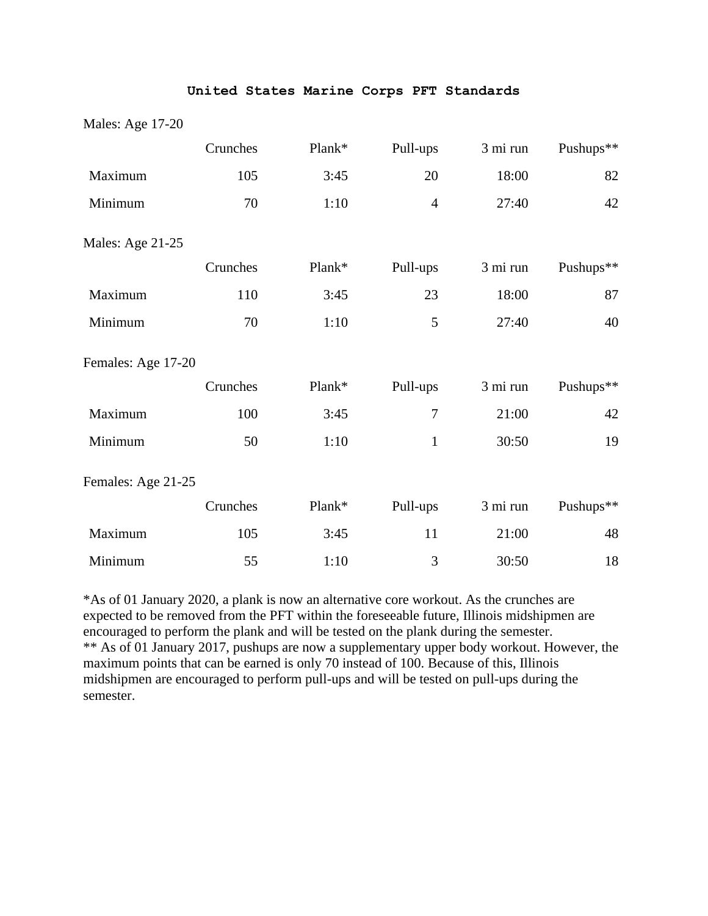## United States Marine Corps PFT Standards

Males: Age 17-20

| | Crunches | Plank* | Pull-ups | 3 mi run | Pushups** |
|---|---|---|---|---|---|
| Maximum | 105 | 3:45 | 20 | 18:00 | 82 |
| Minimum | 70 | 1:10 | 4 | 27:40 | 42 |

Males: Age 21-25

| | Crunches | Plank* | Pull-ups | 3 mi run | Pushups** |
|---|---|---|---|---|---|
| Maximum | 110 | 3:45 | 23 | 18:00 | 87 |
| Minimum | 70 | 1:10 | 5 | 27:40 | 40 |

Females: Age 17-20

| | Crunches | Plank* | Pull-ups | 3 mi run | Pushups** |
|---|---|---|---|---|---|
| Maximum | 100 | 3:45 | 7 | 21:00 | 42 |
| Minimum | 50 | 1:10 | 1 | 30:50 | 19 |

Females: Age 21-25

| | Crunches | Plank* | Pull-ups | 3 mi run | Pushups** |
|---|---|---|---|---|---|
| Maximum | 105 | 3:45 | 11 | 21:00 | 48 |
| Minimum | 55 | 1:10 | 3 | 30:50 | 18 |

*As of 01 January 2020, a plank is now an alternative core workout. As the crunches are expected to be removed from the PFT within the foreseeable future, Illinois midshipmen are encouraged to perform the plank and will be tested on the plank during the semester.
** As of 01 January 2017, pushups are now a supplementary upper body workout. However, the maximum points that can be earned is only 70 instead of 100. Because of this, Illinois midshipmen are encouraged to perform pull-ups and will be tested on pull-ups during the semester.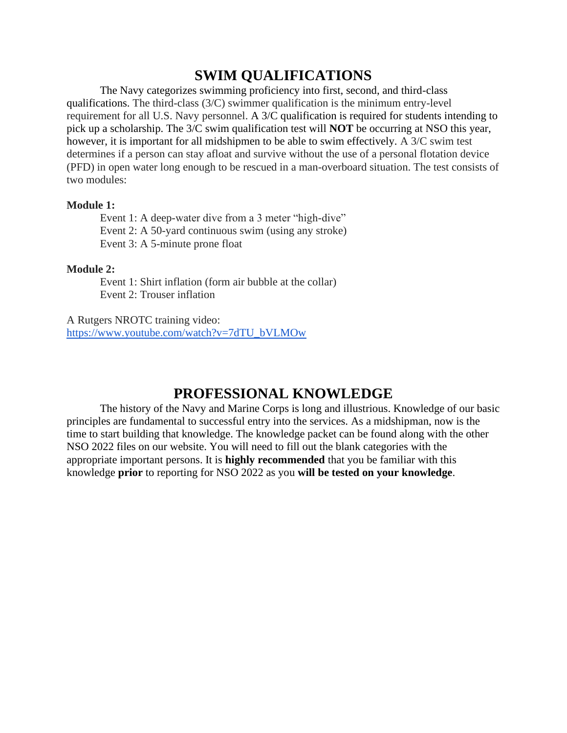# SWIM QUALIFICATIONS

The Navy categorizes swimming proficiency into first, second, and third-class qualifications. The third-class (3/C) swimmer qualification is the minimum entry-level requirement for all U.S. Navy personnel. A 3/C qualification is required for students intending to pick up a scholarship. The 3/C swim qualification test will **NOT** be occurring at NSO this year, however, it is important for all midshipmen to be able to swim effectively. A 3/C swim test determines if a person can stay afloat and survive without the use of a personal flotation device (PFD) in open water long enough to be rescued in a man-overboard situation. The test consists of two modules:

**Module 1:**

Event 1: A deep-water dive from a 3 meter "high-dive"
Event 2: A 50-yard continuous swim (using any stroke)
Event 3: A 5-minute prone float

**Module 2:**

Event 1: Shirt inflation (form air bubble at the collar)
Event 2: Trouser inflation

A Rutgers NROTC training video:
https://www.youtube.com/watch?v=7dTU_bVLMOw

# PROFESSIONAL KNOWLEDGE

The history of the Navy and Marine Corps is long and illustrious. Knowledge of our basic principles are fundamental to successful entry into the services. As a midshipman, now is the time to start building that knowledge. The knowledge packet can be found along with the other NSO 2022 files on our website. You will need to fill out the blank categories with the appropriate important persons. It is **highly recommended** that you be familiar with this knowledge **prior** to reporting for NSO 2022 as you **will be tested on your knowledge**.